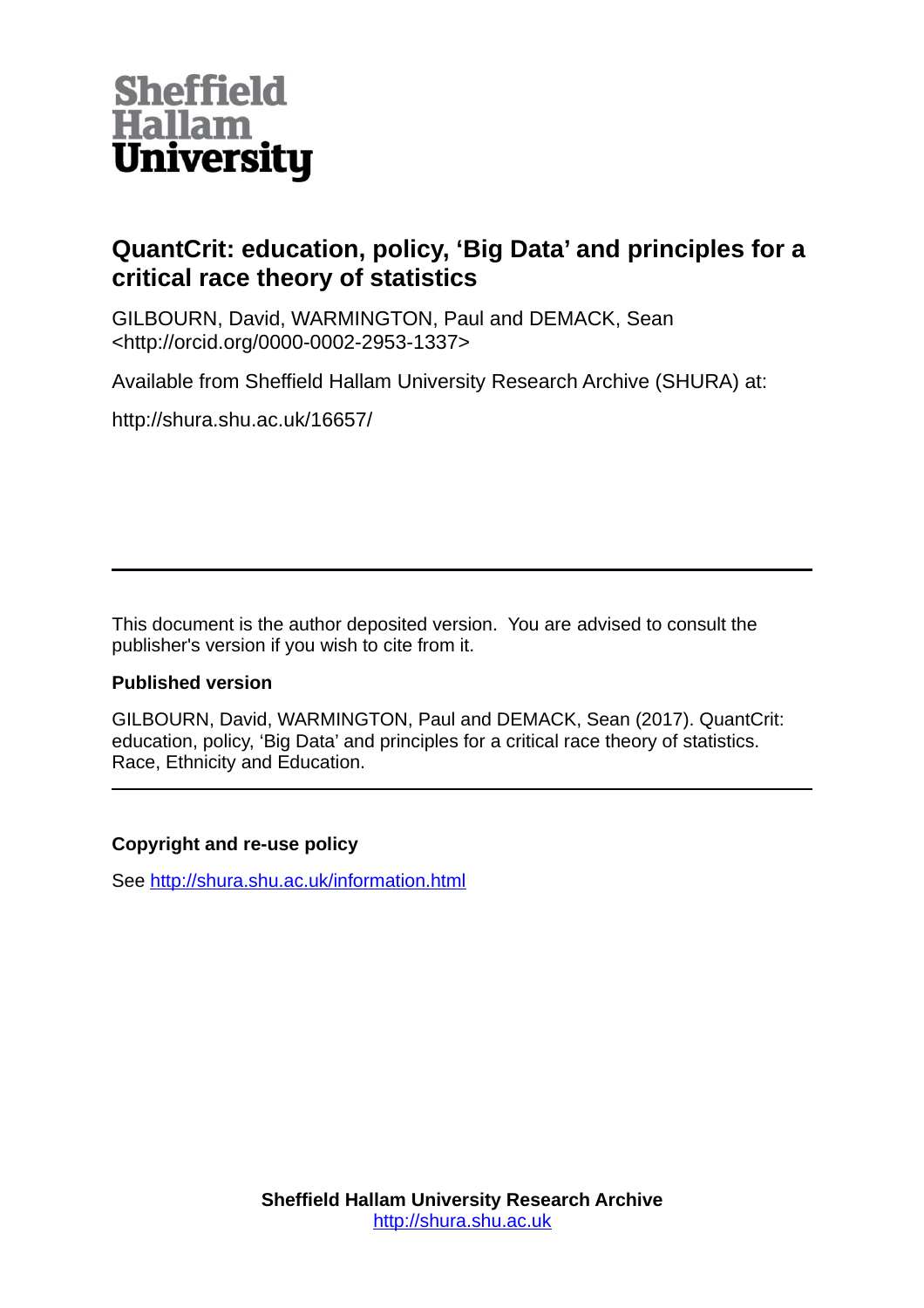**Sheffield Hallam University**

# QuantCrit: education, policy, 'Big Data' and principles for a critical race theory of statistics

GILBOURN, David, WARMINGTON, Paul and DEMACK, Sean <http://orcid.org/0000-0002-2953-1337>

Available from Sheffield Hallam University Research Archive (SHURA) at:

http://shura.shu.ac.uk/16657/

---

This document is the author deposited version. You are advised to consult the publisher's version if you wish to cite from it.

**Published version**

GILBOURN, David, WARMINGTON, Paul and DEMACK, Sean (2017). QuantCrit: education, policy, 'Big Data' and principles for a critical race theory of statistics. Race, Ethnicity and Education.

---

**Copyright and re-use policy**

See http://shura.shu.ac.uk/information.html

**Sheffield Hallam University Research Archive**
http://shura.shu.ac.uk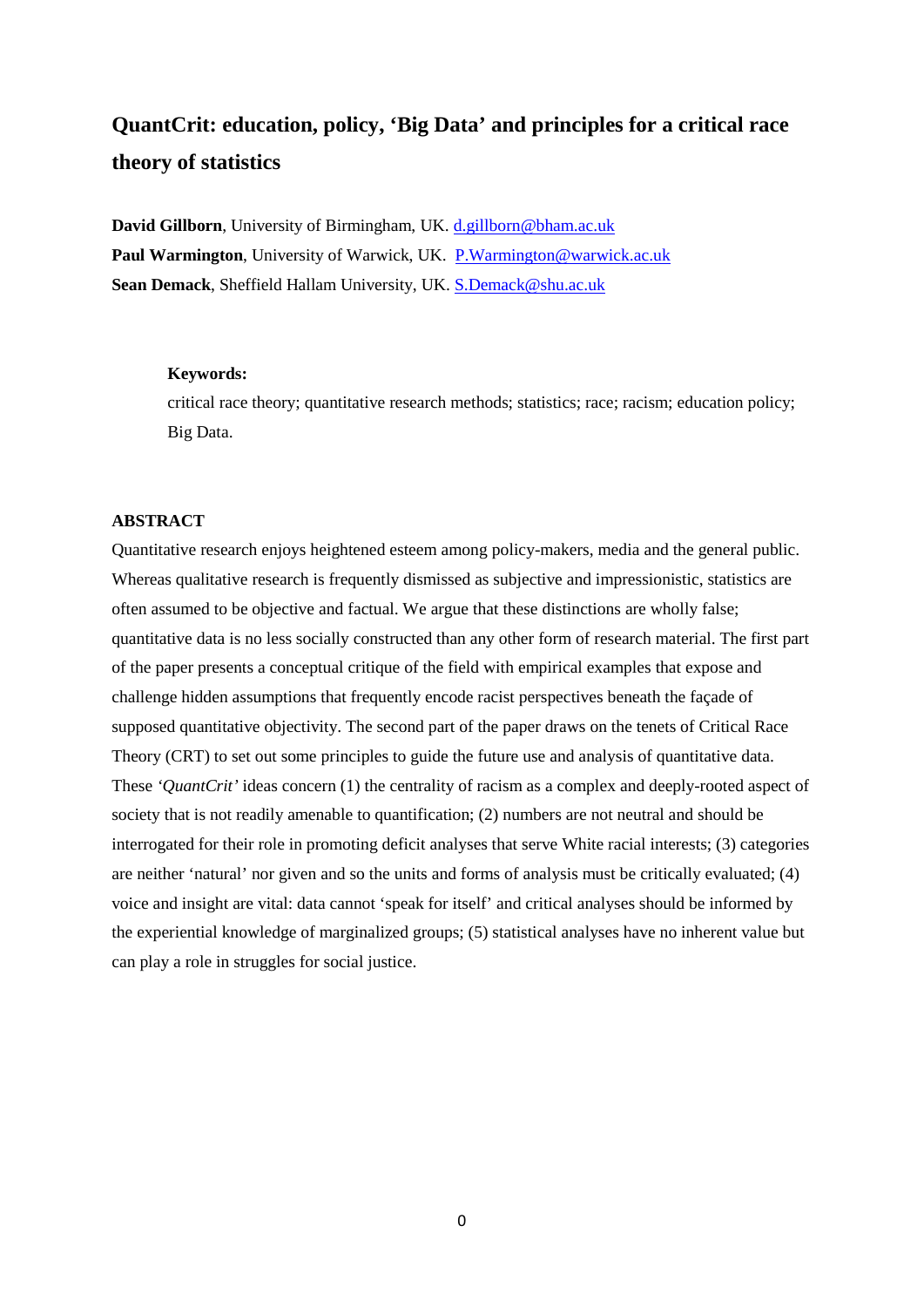# QuantCrit: education, policy, 'Big Data' and principles for a critical race theory of statistics

**David Gillborn**, University of Birmingham, UK. d.gillborn@bham.ac.uk

**Paul Warmington**, University of Warwick, UK. P.Warmington@warwick.ac.uk

**Sean Demack**, Sheffield Hallam University, UK. S.Demack@shu.ac.uk

**Keywords:**

critical race theory; quantitative research methods; statistics; race; racism; education policy; Big Data.

## ABSTRACT

Quantitative research enjoys heightened esteem among policy-makers, media and the general public. Whereas qualitative research is frequently dismissed as subjective and impressionistic, statistics are often assumed to be objective and factual. We argue that these distinctions are wholly false; quantitative data is no less socially constructed than any other form of research material. The first part of the paper presents a conceptual critique of the field with empirical examples that expose and challenge hidden assumptions that frequently encode racist perspectives beneath the façade of supposed quantitative objectivity. The second part of the paper draws on the tenets of Critical Race Theory (CRT) to set out some principles to guide the future use and analysis of quantitative data. These *'QuantCrit'* ideas concern (1) the centrality of racism as a complex and deeply-rooted aspect of society that is not readily amenable to quantification; (2) numbers are not neutral and should be interrogated for their role in promoting deficit analyses that serve White racial interests; (3) categories are neither 'natural' nor given and so the units and forms of analysis must be critically evaluated; (4) voice and insight are vital: data cannot 'speak for itself' and critical analyses should be informed by the experiential knowledge of marginalized groups; (5) statistical analyses have no inherent value but can play a role in struggles for social justice.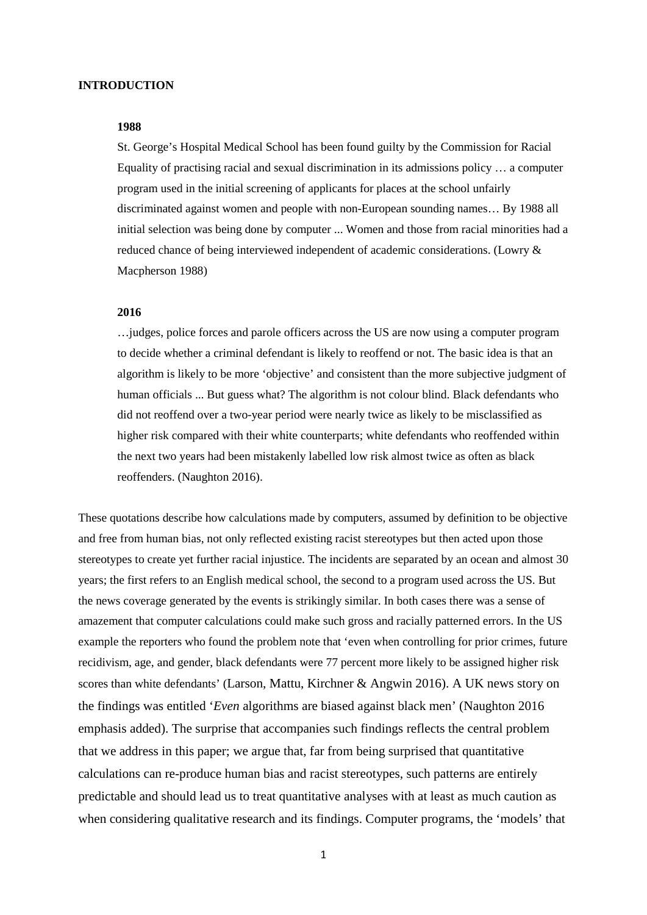## INTRODUCTION

### 1988

> St. George's Hospital Medical School has been found guilty by the Commission for Racial Equality of practising racial and sexual discrimination in its admissions policy … a computer program used in the initial screening of applicants for places at the school unfairly discriminated against women and people with non-European sounding names… By 1988 all initial selection was being done by computer ... Women and those from racial minorities had a reduced chance of being interviewed independent of academic considerations. (Lowry & Macpherson 1988)

### 2016

> …judges, police forces and parole officers across the US are now using a computer program to decide whether a criminal defendant is likely to reoffend or not. The basic idea is that an algorithm is likely to be more 'objective' and consistent than the more subjective judgment of human officials ... But guess what? The algorithm is not colour blind. Black defendants who did not reoffend over a two-year period were nearly twice as likely to be misclassified as higher risk compared with their white counterparts; white defendants who reoffended within the next two years had been mistakenly labelled low risk almost twice as often as black reoffenders. (Naughton 2016).

These quotations describe how calculations made by computers, assumed by definition to be objective and free from human bias, not only reflected existing racist stereotypes but then acted upon those stereotypes to create yet further racial injustice. The incidents are separated by an ocean and almost 30 years; the first refers to an English medical school, the second to a program used across the US. But the news coverage generated by the events is strikingly similar. In both cases there was a sense of amazement that computer calculations could make such gross and racially patterned errors. In the US example the reporters who found the problem note that 'even when controlling for prior crimes, future recidivism, age, and gender, black defendants were 77 percent more likely to be assigned higher risk scores than white defendants' (Larson, Mattu, Kirchner & Angwin 2016). A UK news story on the findings was entitled '*Even* algorithms are biased against black men' (Naughton 2016 emphasis added). The surprise that accompanies such findings reflects the central problem that we address in this paper; we argue that, far from being surprised that quantitative calculations can re-produce human bias and racist stereotypes, such patterns are entirely predictable and should lead us to treat quantitative analyses with at least as much caution as when considering qualitative research and its findings. Computer programs, the 'models' that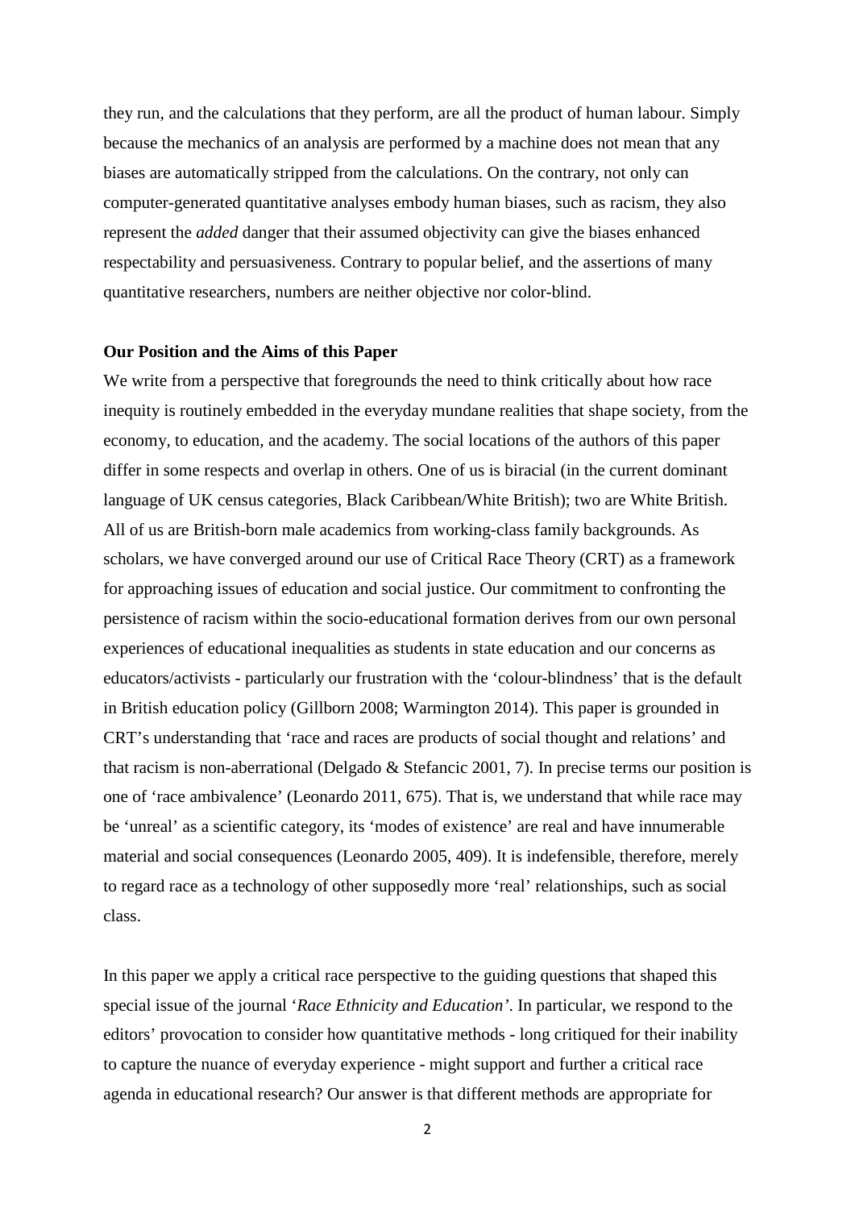they run, and the calculations that they perform, are all the product of human labour. Simply because the mechanics of an analysis are performed by a machine does not mean that any biases are automatically stripped from the calculations. On the contrary, not only can computer-generated quantitative analyses embody human biases, such as racism, they also represent the *added* danger that their assumed objectivity can give the biases enhanced respectability and persuasiveness. Contrary to popular belief, and the assertions of many quantitative researchers, numbers are neither objective nor color-blind.

**Our Position and the Aims of this Paper**

We write from a perspective that foregrounds the need to think critically about how race inequity is routinely embedded in the everyday mundane realities that shape society, from the economy, to education, and the academy. The social locations of the authors of this paper differ in some respects and overlap in others. One of us is biracial (in the current dominant language of UK census categories, Black Caribbean/White British); two are White British. All of us are British-born male academics from working-class family backgrounds. As scholars, we have converged around our use of Critical Race Theory (CRT) as a framework for approaching issues of education and social justice. Our commitment to confronting the persistence of racism within the socio-educational formation derives from our own personal experiences of educational inequalities as students in state education and our concerns as educators/activists - particularly our frustration with the 'colour-blindness' that is the default in British education policy (Gillborn 2008; Warmington 2014). This paper is grounded in CRT's understanding that 'race and races are products of social thought and relations' and that racism is non-aberrational (Delgado & Stefancic 2001, 7). In precise terms our position is one of 'race ambivalence' (Leonardo 2011, 675). That is, we understand that while race may be 'unreal' as a scientific category, its 'modes of existence' are real and have innumerable material and social consequences (Leonardo 2005, 409). It is indefensible, therefore, merely to regard race as a technology of other supposedly more 'real' relationships, such as social class.

In this paper we apply a critical race perspective to the guiding questions that shaped this special issue of the journal '*Race Ethnicity and Education'*. In particular, we respond to the editors' provocation to consider how quantitative methods - long critiqued for their inability to capture the nuance of everyday experience - might support and further a critical race agenda in educational research? Our answer is that different methods are appropriate for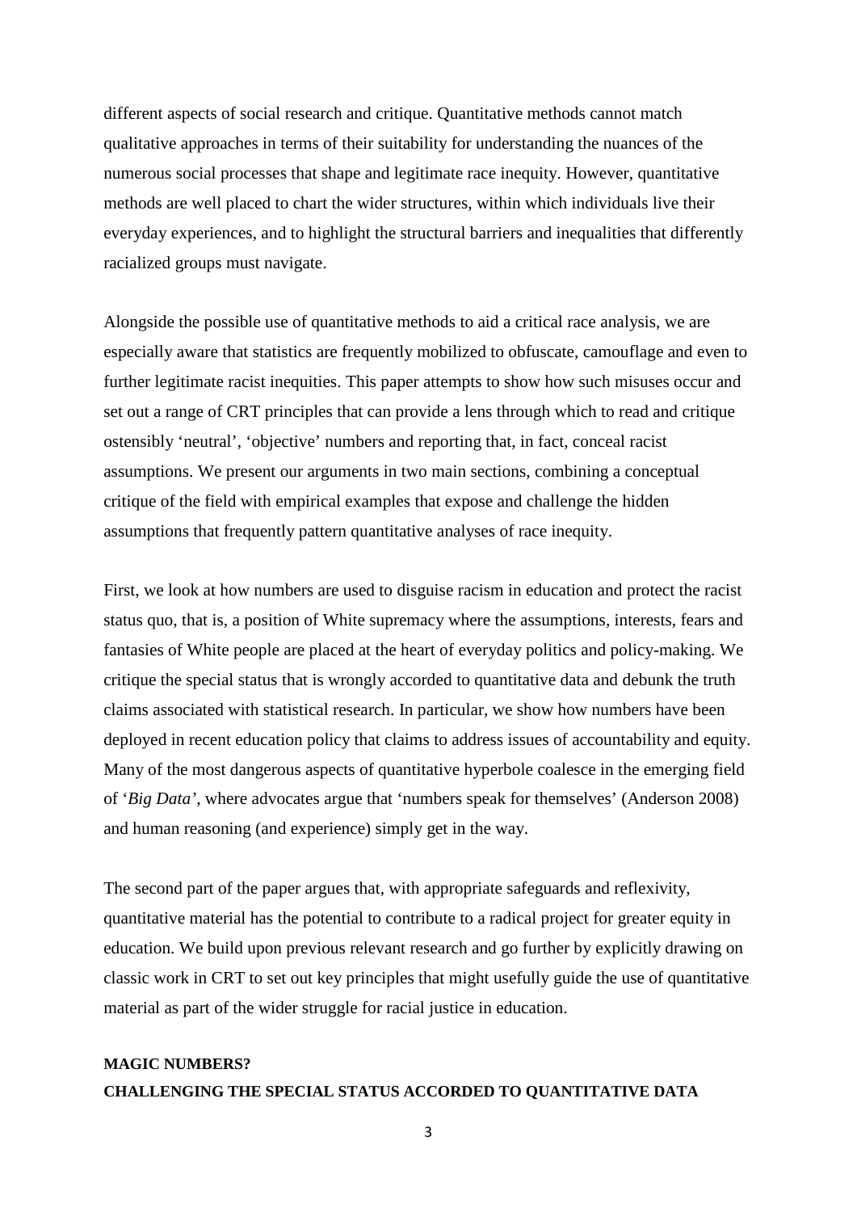different aspects of social research and critique. Quantitative methods cannot match qualitative approaches in terms of their suitability for understanding the nuances of the numerous social processes that shape and legitimate race inequity. However, quantitative methods are well placed to chart the wider structures, within which individuals live their everyday experiences, and to highlight the structural barriers and inequalities that differently racialized groups must navigate.

Alongside the possible use of quantitative methods to aid a critical race analysis, we are especially aware that statistics are frequently mobilized to obfuscate, camouflage and even to further legitimate racist inequities. This paper attempts to show how such misuses occur and set out a range of CRT principles that can provide a lens through which to read and critique ostensibly 'neutral', 'objective' numbers and reporting that, in fact, conceal racist assumptions. We present our arguments in two main sections, combining a conceptual critique of the field with empirical examples that expose and challenge the hidden assumptions that frequently pattern quantitative analyses of race inequity.

First, we look at how numbers are used to disguise racism in education and protect the racist status quo, that is, a position of White supremacy where the assumptions, interests, fears and fantasies of White people are placed at the heart of everyday politics and policy-making. We critique the special status that is wrongly accorded to quantitative data and debunk the truth claims associated with statistical research. In particular, we show how numbers have been deployed in recent education policy that claims to address issues of accountability and equity. Many of the most dangerous aspects of quantitative hyperbole coalesce in the emerging field of '*Big Data*', where advocates argue that 'numbers speak for themselves' (Anderson 2008) and human reasoning (and experience) simply get in the way.

The second part of the paper argues that, with appropriate safeguards and reflexivity, quantitative material has the potential to contribute to a radical project for greater equity in education. We build upon previous relevant research and go further by explicitly drawing on classic work in CRT to set out key principles that might usefully guide the use of quantitative material as part of the wider struggle for racial justice in education.

## MAGIC NUMBERS?
## CHALLENGING THE SPECIAL STATUS ACCORDED TO QUANTITATIVE DATA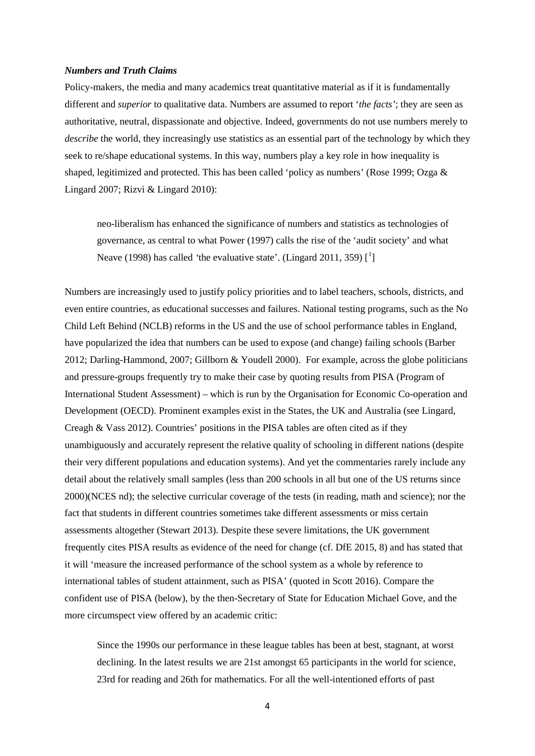***Numbers and Truth Claims***

Policy-makers, the media and many academics treat quantitative material as if it is fundamentally different and *superior* to qualitative data. Numbers are assumed to report '*the facts'*; they are seen as authoritative, neutral, dispassionate and objective. Indeed, governments do not use numbers merely to *describe* the world, they increasingly use statistics as an essential part of the technology by which they seek to re/shape educational systems. In this way, numbers play a key role in how inequality is shaped, legitimized and protected. This has been called 'policy as numbers' (Rose 1999; Ozga & Lingard 2007; Rizvi & Lingard 2010):

> neo-liberalism has enhanced the significance of numbers and statistics as technologies of governance, as central to what Power (1997) calls the rise of the 'audit society' and what Neave (1998) has called 'the evaluative state'. (Lingard 2011, 359) [1]

Numbers are increasingly used to justify policy priorities and to label teachers, schools, districts, and even entire countries, as educational successes and failures. National testing programs, such as the No Child Left Behind (NCLB) reforms in the US and the use of school performance tables in England, have popularized the idea that numbers can be used to expose (and change) failing schools (Barber 2012; Darling-Hammond, 2007; Gillborn & Youdell 2000). For example, across the globe politicians and pressure-groups frequently try to make their case by quoting results from PISA (Program of International Student Assessment) – which is run by the Organisation for Economic Co-operation and Development (OECD). Prominent examples exist in the States, the UK and Australia (see Lingard, Creagh & Vass 2012). Countries' positions in the PISA tables are often cited as if they unambiguously and accurately represent the relative quality of schooling in different nations (despite their very different populations and education systems). And yet the commentaries rarely include any detail about the relatively small samples (less than 200 schools in all but one of the US returns since 2000)(NCES nd); the selective curricular coverage of the tests (in reading, math and science); nor the fact that students in different countries sometimes take different assessments or miss certain assessments altogether (Stewart 2013). Despite these severe limitations, the UK government frequently cites PISA results as evidence of the need for change (cf. DfE 2015, 8) and has stated that it will 'measure the increased performance of the school system as a whole by reference to international tables of student attainment, such as PISA' (quoted in Scott 2016). Compare the confident use of PISA (below), by the then-Secretary of State for Education Michael Gove, and the more circumspect view offered by an academic critic:

> Since the 1990s our performance in these league tables has been at best, stagnant, at worst declining. In the latest results we are 21st amongst 65 participants in the world for science, 23rd for reading and 26th for mathematics. For all the well-intentioned efforts of past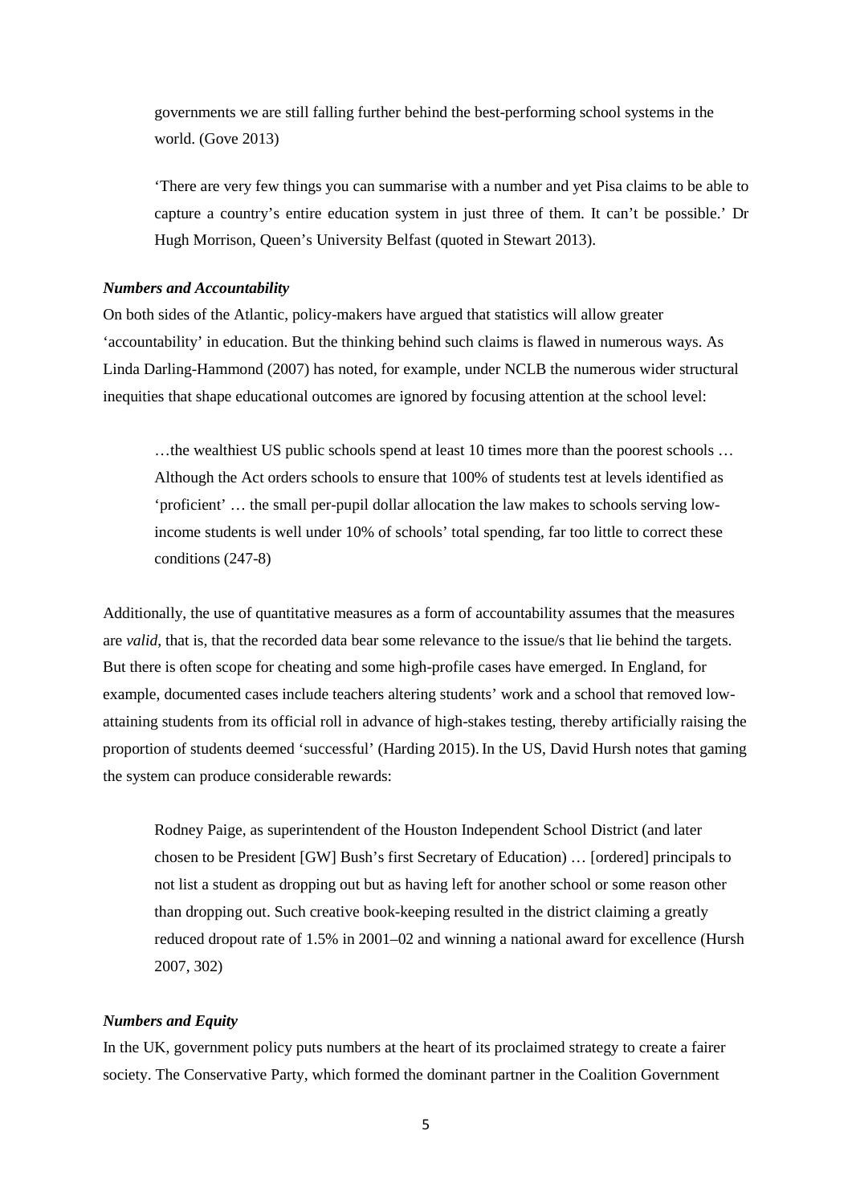> governments we are still falling further behind the best-performing school systems in the world. (Gove 2013)

> 'There are very few things you can summarise with a number and yet Pisa claims to be able to capture a country's entire education system in just three of them. It can't be possible.' Dr Hugh Morrison, Queen's University Belfast (quoted in Stewart 2013).

***Numbers and Accountability***

On both sides of the Atlantic, policy-makers have argued that statistics will allow greater 'accountability' in education. But the thinking behind such claims is flawed in numerous ways. As Linda Darling-Hammond (2007) has noted, for example, under NCLB the numerous wider structural inequities that shape educational outcomes are ignored by focusing attention at the school level:

> …the wealthiest US public schools spend at least 10 times more than the poorest schools … Although the Act orders schools to ensure that 100% of students test at levels identified as 'proficient' … the small per-pupil dollar allocation the law makes to schools serving low-income students is well under 10% of schools' total spending, far too little to correct these conditions (247-8)

Additionally, the use of quantitative measures as a form of accountability assumes that the measures are *valid*, that is, that the recorded data bear some relevance to the issue/s that lie behind the targets. But there is often scope for cheating and some high-profile cases have emerged. In England, for example, documented cases include teachers altering students' work and a school that removed low-attaining students from its official roll in advance of high-stakes testing, thereby artificially raising the proportion of students deemed 'successful' (Harding 2015). In the US, David Hursh notes that gaming the system can produce considerable rewards:

> Rodney Paige, as superintendent of the Houston Independent School District (and later chosen to be President [GW] Bush's first Secretary of Education) … [ordered] principals to not list a student as dropping out but as having left for another school or some reason other than dropping out. Such creative book-keeping resulted in the district claiming a greatly reduced dropout rate of 1.5% in 2001–02 and winning a national award for excellence (Hursh 2007, 302)

***Numbers and Equity***

In the UK, government policy puts numbers at the heart of its proclaimed strategy to create a fairer society. The Conservative Party, which formed the dominant partner in the Coalition Government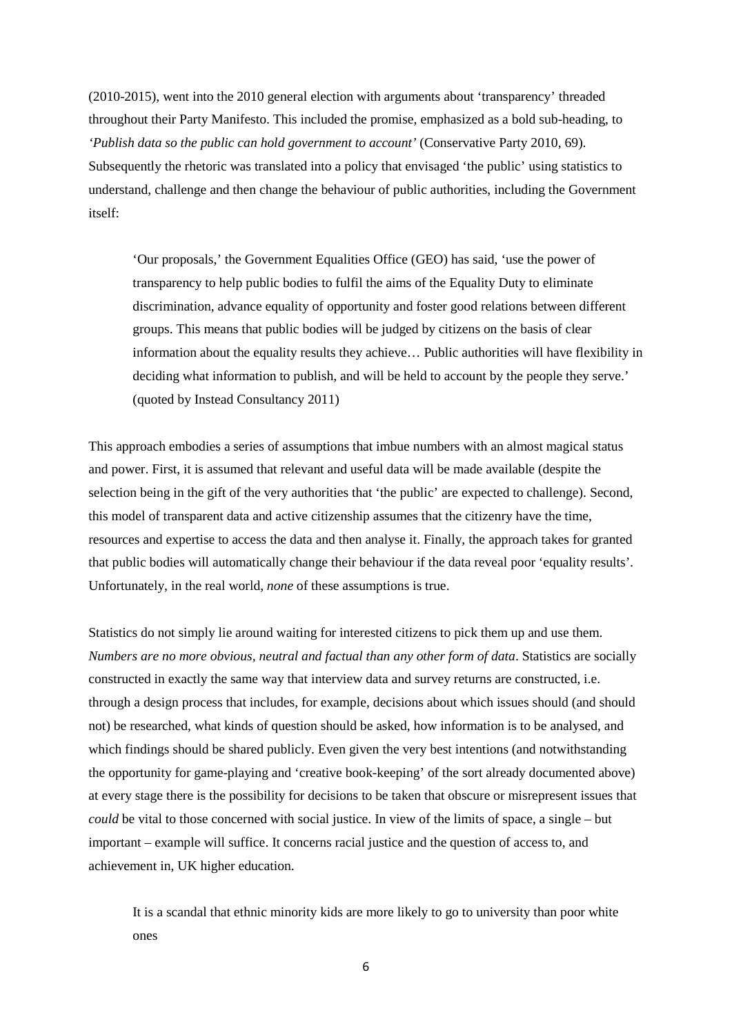(2010-2015), went into the 2010 general election with arguments about 'transparency' threaded throughout their Party Manifesto. This included the promise, emphasized as a bold sub-heading, to *'Publish data so the public can hold government to account'* (Conservative Party 2010, 69). Subsequently the rhetoric was translated into a policy that envisaged 'the public' using statistics to understand, challenge and then change the behaviour of public authorities, including the Government itself:

> 'Our proposals,' the Government Equalities Office (GEO) has said, 'use the power of transparency to help public bodies to fulfil the aims of the Equality Duty to eliminate discrimination, advance equality of opportunity and foster good relations between different groups. This means that public bodies will be judged by citizens on the basis of clear information about the equality results they achieve… Public authorities will have flexibility in deciding what information to publish, and will be held to account by the people they serve.' (quoted by Instead Consultancy 2011)

This approach embodies a series of assumptions that imbue numbers with an almost magical status and power. First, it is assumed that relevant and useful data will be made available (despite the selection being in the gift of the very authorities that 'the public' are expected to challenge). Second, this model of transparent data and active citizenship assumes that the citizenry have the time, resources and expertise to access the data and then analyse it. Finally, the approach takes for granted that public bodies will automatically change their behaviour if the data reveal poor 'equality results'. Unfortunately, in the real world, *none* of these assumptions is true.

Statistics do not simply lie around waiting for interested citizens to pick them up and use them. *Numbers are no more obvious, neutral and factual than any other form of data*. Statistics are socially constructed in exactly the same way that interview data and survey returns are constructed, i.e. through a design process that includes, for example, decisions about which issues should (and should not) be researched, what kinds of question should be asked, how information is to be analysed, and which findings should be shared publicly. Even given the very best intentions (and notwithstanding the opportunity for game-playing and 'creative book-keeping' of the sort already documented above) at every stage there is the possibility for decisions to be taken that obscure or misrepresent issues that *could* be vital to those concerned with social justice. In view of the limits of space, a single – but important – example will suffice. It concerns racial justice and the question of access to, and achievement in, UK higher education.

> It is a scandal that ethnic minority kids are more likely to go to university than poor white ones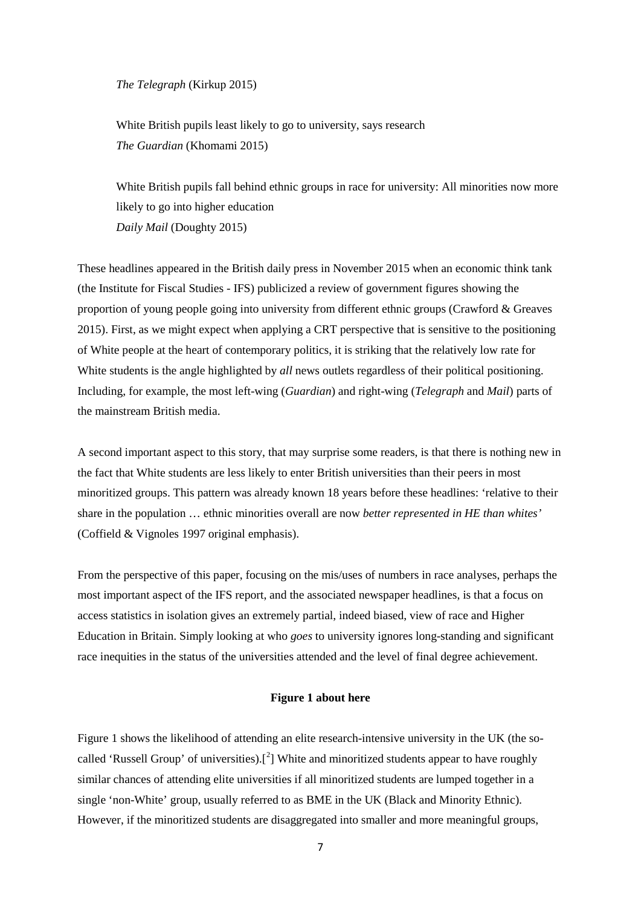*The Telegraph* (Kirkup 2015)

> White British pupils least likely to go to university, says research
> *The Guardian* (Khomami 2015)

> White British pupils fall behind ethnic groups in race for university: All minorities now more likely to go into higher education
> *Daily Mail* (Doughty 2015)

These headlines appeared in the British daily press in November 2015 when an economic think tank (the Institute for Fiscal Studies - IFS) publicized a review of government figures showing the proportion of young people going into university from different ethnic groups (Crawford & Greaves 2015). First, as we might expect when applying a CRT perspective that is sensitive to the positioning of White people at the heart of contemporary politics, it is striking that the relatively low rate for White students is the angle highlighted by *all* news outlets regardless of their political positioning. Including, for example, the most left-wing (*Guardian*) and right-wing (*Telegraph* and *Mail*) parts of the mainstream British media.

A second important aspect to this story, that may surprise some readers, is that there is nothing new in the fact that White students are less likely to enter British universities than their peers in most minoritized groups. This pattern was already known 18 years before these headlines: 'relative to their share in the population … ethnic minorities overall are now *better represented in HE than whites'* (Coffield & Vignoles 1997 original emphasis).

From the perspective of this paper, focusing on the mis/uses of numbers in race analyses, perhaps the most important aspect of the IFS report, and the associated newspaper headlines, is that a focus on access statistics in isolation gives an extremely partial, indeed biased, view of race and Higher Education in Britain. Simply looking at who *goes* to university ignores long-standing and significant race inequities in the status of the universities attended and the level of final degree achievement.

**Figure 1 about here**

Figure 1 shows the likelihood of attending an elite research-intensive university in the UK (the so-called 'Russell Group' of universities).[2] White and minoritized students appear to have roughly similar chances of attending elite universities if all minoritized students are lumped together in a single 'non-White' group, usually referred to as BME in the UK (Black and Minority Ethnic). However, if the minoritized students are disaggregated into smaller and more meaningful groups,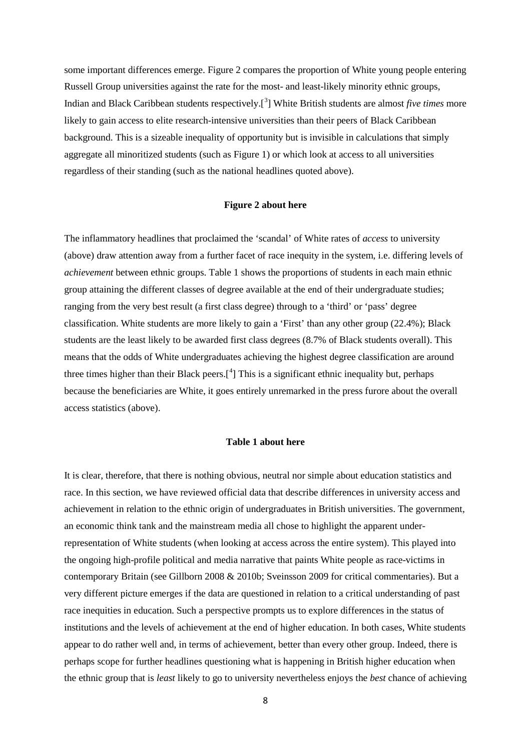some important differences emerge. Figure 2 compares the proportion of White young people entering Russell Group universities against the rate for the most- and least-likely minority ethnic groups, Indian and Black Caribbean students respectively.[3] White British students are almost *five times* more likely to gain access to elite research-intensive universities than their peers of Black Caribbean background. This is a sizeable inequality of opportunity but is invisible in calculations that simply aggregate all minoritized students (such as Figure 1) or which look at access to all universities regardless of their standing (such as the national headlines quoted above).

**Figure 2 about here**

The inflammatory headlines that proclaimed the 'scandal' of White rates of *access* to university (above) draw attention away from a further facet of race inequity in the system, i.e. differing levels of *achievement* between ethnic groups. Table 1 shows the proportions of students in each main ethnic group attaining the different classes of degree available at the end of their undergraduate studies; ranging from the very best result (a first class degree) through to a 'third' or 'pass' degree classification. White students are more likely to gain a 'First' than any other group (22.4%); Black students are the least likely to be awarded first class degrees (8.7% of Black students overall). This means that the odds of White undergraduates achieving the highest degree classification are around three times higher than their Black peers.[4] This is a significant ethnic inequality but, perhaps because the beneficiaries are White, it goes entirely unremarked in the press furore about the overall access statistics (above).

**Table 1 about here**

It is clear, therefore, that there is nothing obvious, neutral nor simple about education statistics and race. In this section, we have reviewed official data that describe differences in university access and achievement in relation to the ethnic origin of undergraduates in British universities. The government, an economic think tank and the mainstream media all chose to highlight the apparent under-representation of White students (when looking at access across the entire system). This played into the ongoing high-profile political and media narrative that paints White people as race-victims in contemporary Britain (see Gillborn 2008 & 2010b; Sveinsson 2009 for critical commentaries). But a very different picture emerges if the data are questioned in relation to a critical understanding of past race inequities in education. Such a perspective prompts us to explore differences in the status of institutions and the levels of achievement at the end of higher education. In both cases, White students appear to do rather well and, in terms of achievement, better than every other group. Indeed, there is perhaps scope for further headlines questioning what is happening in British higher education when the ethnic group that is *least* likely to go to university nevertheless enjoys the *best* chance of achieving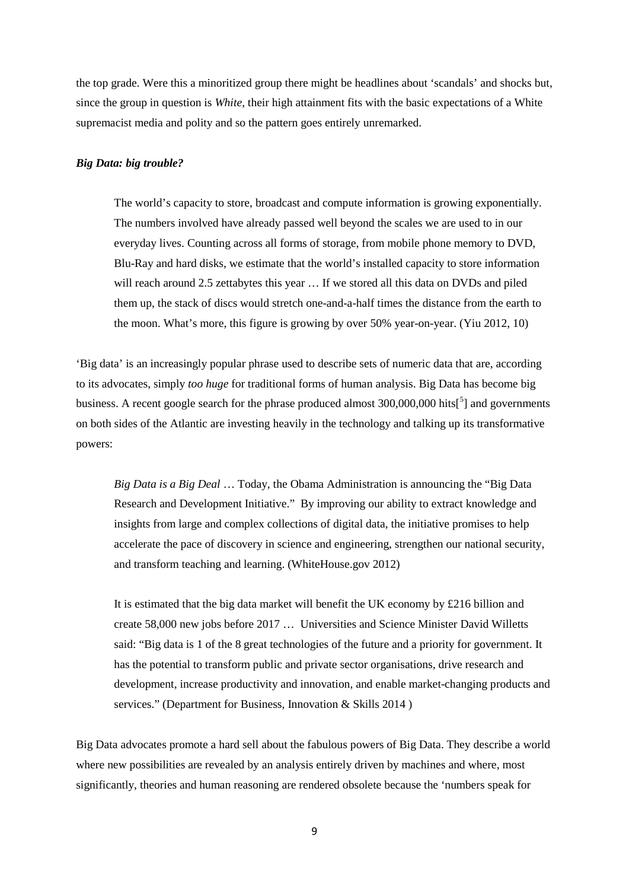the top grade. Were this a minoritized group there might be headlines about 'scandals' and shocks but, since the group in question is *White*, their high attainment fits with the basic expectations of a White supremacist media and polity and so the pattern goes entirely unremarked.

### *Big Data: big trouble?*

> The world's capacity to store, broadcast and compute information is growing exponentially. The numbers involved have already passed well beyond the scales we are used to in our everyday lives. Counting across all forms of storage, from mobile phone memory to DVD, Blu-Ray and hard disks, we estimate that the world's installed capacity to store information will reach around 2.5 zettabytes this year … If we stored all this data on DVDs and piled them up, the stack of discs would stretch one-and-a-half times the distance from the earth to the moon. What's more, this figure is growing by over 50% year-on-year. (Yiu 2012, 10)

'Big data' is an increasingly popular phrase used to describe sets of numeric data that are, according to its advocates, simply *too huge* for traditional forms of human analysis. Big Data has become big business. A recent google search for the phrase produced almost 300,000,000 hits[5] and governments on both sides of the Atlantic are investing heavily in the technology and talking up its transformative powers:

> *Big Data is a Big Deal* … Today, the Obama Administration is announcing the "Big Data Research and Development Initiative." By improving our ability to extract knowledge and insights from large and complex collections of digital data, the initiative promises to help accelerate the pace of discovery in science and engineering, strengthen our national security, and transform teaching and learning. (WhiteHouse.gov 2012)

> It is estimated that the big data market will benefit the UK economy by £216 billion and create 58,000 new jobs before 2017 … Universities and Science Minister David Willetts said: "Big data is 1 of the 8 great technologies of the future and a priority for government. It has the potential to transform public and private sector organisations, drive research and development, increase productivity and innovation, and enable market-changing products and services." (Department for Business, Innovation & Skills 2014 )

Big Data advocates promote a hard sell about the fabulous powers of Big Data. They describe a world where new possibilities are revealed by an analysis entirely driven by machines and where, most significantly, theories and human reasoning are rendered obsolete because the 'numbers speak for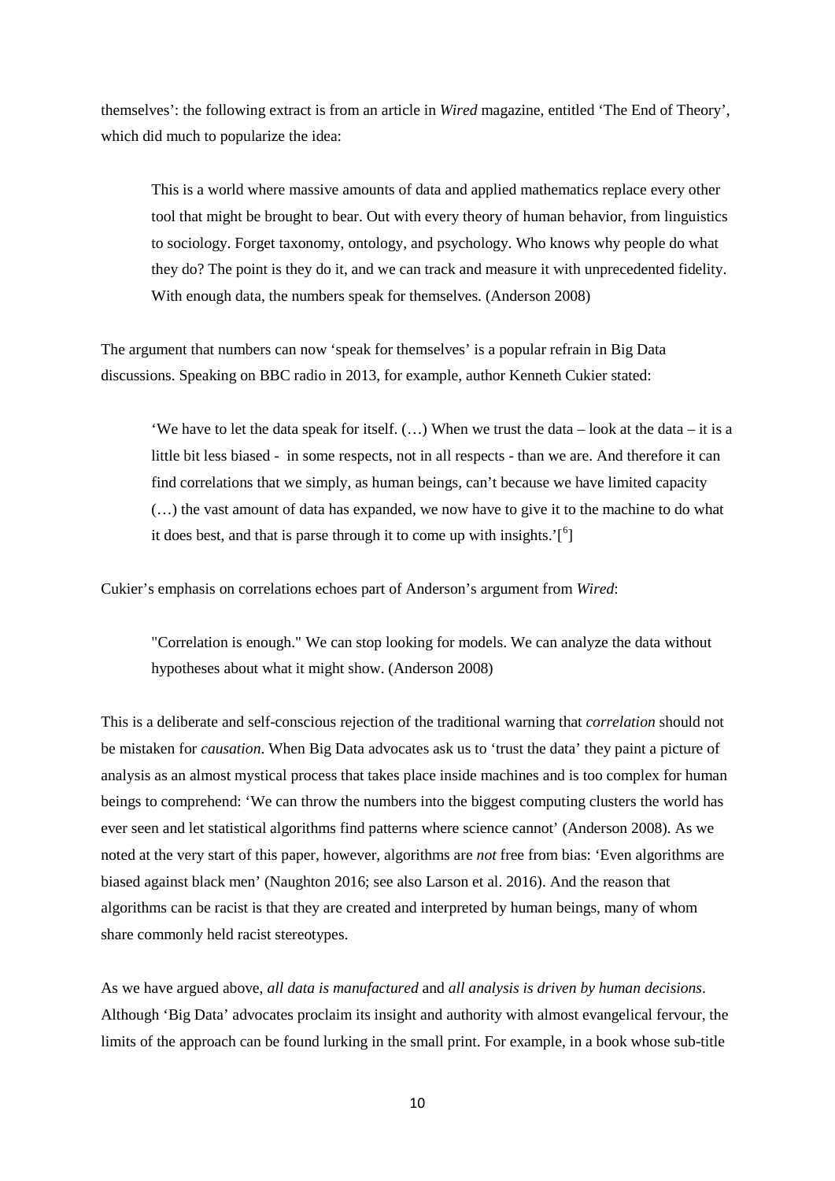themselves': the following extract is from an article in *Wired* magazine, entitled 'The End of Theory', which did much to popularize the idea:

> This is a world where massive amounts of data and applied mathematics replace every other tool that might be brought to bear. Out with every theory of human behavior, from linguistics to sociology. Forget taxonomy, ontology, and psychology. Who knows why people do what they do? The point is they do it, and we can track and measure it with unprecedented fidelity. With enough data, the numbers speak for themselves. (Anderson 2008)

The argument that numbers can now 'speak for themselves' is a popular refrain in Big Data discussions. Speaking on BBC radio in 2013, for example, author Kenneth Cukier stated:

> 'We have to let the data speak for itself. (…) When we trust the data – look at the data – it is a little bit less biased - in some respects, not in all respects - than we are. And therefore it can find correlations that we simply, as human beings, can't because we have limited capacity (…) the vast amount of data has expanded, we now have to give it to the machine to do what it does best, and that is parse through it to come up with insights.'[6]

Cukier's emphasis on correlations echoes part of Anderson's argument from *Wired*:

> "Correlation is enough." We can stop looking for models. We can analyze the data without hypotheses about what it might show. (Anderson 2008)

This is a deliberate and self-conscious rejection of the traditional warning that *correlation* should not be mistaken for *causation*. When Big Data advocates ask us to 'trust the data' they paint a picture of analysis as an almost mystical process that takes place inside machines and is too complex for human beings to comprehend: 'We can throw the numbers into the biggest computing clusters the world has ever seen and let statistical algorithms find patterns where science cannot' (Anderson 2008). As we noted at the very start of this paper, however, algorithms are *not* free from bias: 'Even algorithms are biased against black men' (Naughton 2016; see also Larson et al. 2016). And the reason that algorithms can be racist is that they are created and interpreted by human beings, many of whom share commonly held racist stereotypes.

As we have argued above, *all data is manufactured* and *all analysis is driven by human decisions*. Although 'Big Data' advocates proclaim its insight and authority with almost evangelical fervour, the limits of the approach can be found lurking in the small print. For example, in a book whose sub-title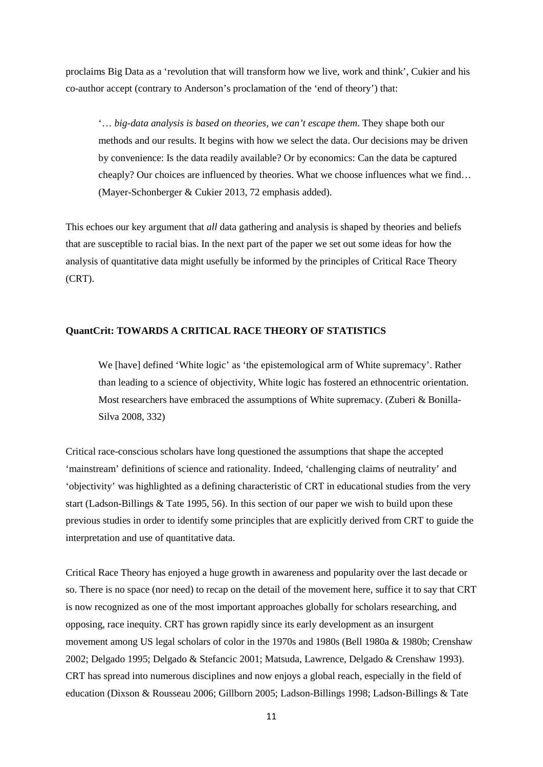proclaims Big Data as a 'revolution that will transform how we live, work and think', Cukier and his co-author accept (contrary to Anderson's proclamation of the 'end of theory') that:

> '… *big-data analysis is based on theories, we can't escape them*. They shape both our methods and our results. It begins with how we select the data. Our decisions may be driven by convenience: Is the data readily available? Or by economics: Can the data be captured cheaply? Our choices are influenced by theories. What we choose influences what we find… (Mayer-Schonberger & Cukier 2013, 72 emphasis added).

This echoes our key argument that *all* data gathering and analysis is shaped by theories and beliefs that are susceptible to racial bias. In the next part of the paper we set out some ideas for how the analysis of quantitative data might usefully be informed by the principles of Critical Race Theory (CRT).

## QuantCrit: TOWARDS A CRITICAL RACE THEORY OF STATISTICS

> We [have] defined 'White logic' as 'the epistemological arm of White supremacy'. Rather than leading to a science of objectivity, White logic has fostered an ethnocentric orientation. Most researchers have embraced the assumptions of White supremacy. (Zuberi & Bonilla-Silva 2008, 332)

Critical race-conscious scholars have long questioned the assumptions that shape the accepted 'mainstream' definitions of science and rationality. Indeed, 'challenging claims of neutrality' and 'objectivity' was highlighted as a defining characteristic of CRT in educational studies from the very start (Ladson-Billings & Tate 1995, 56). In this section of our paper we wish to build upon these previous studies in order to identify some principles that are explicitly derived from CRT to guide the interpretation and use of quantitative data.

Critical Race Theory has enjoyed a huge growth in awareness and popularity over the last decade or so. There is no space (nor need) to recap on the detail of the movement here, suffice it to say that CRT is now recognized as one of the most important approaches globally for scholars researching, and opposing, race inequity. CRT has grown rapidly since its early development as an insurgent movement among US legal scholars of color in the 1970s and 1980s (Bell 1980a & 1980b; Crenshaw 2002; Delgado 1995; Delgado & Stefancic 2001; Matsuda, Lawrence, Delgado & Crenshaw 1993). CRT has spread into numerous disciplines and now enjoys a global reach, especially in the field of education (Dixson & Rousseau 2006; Gillborn 2005; Ladson-Billings 1998; Ladson-Billings & Tate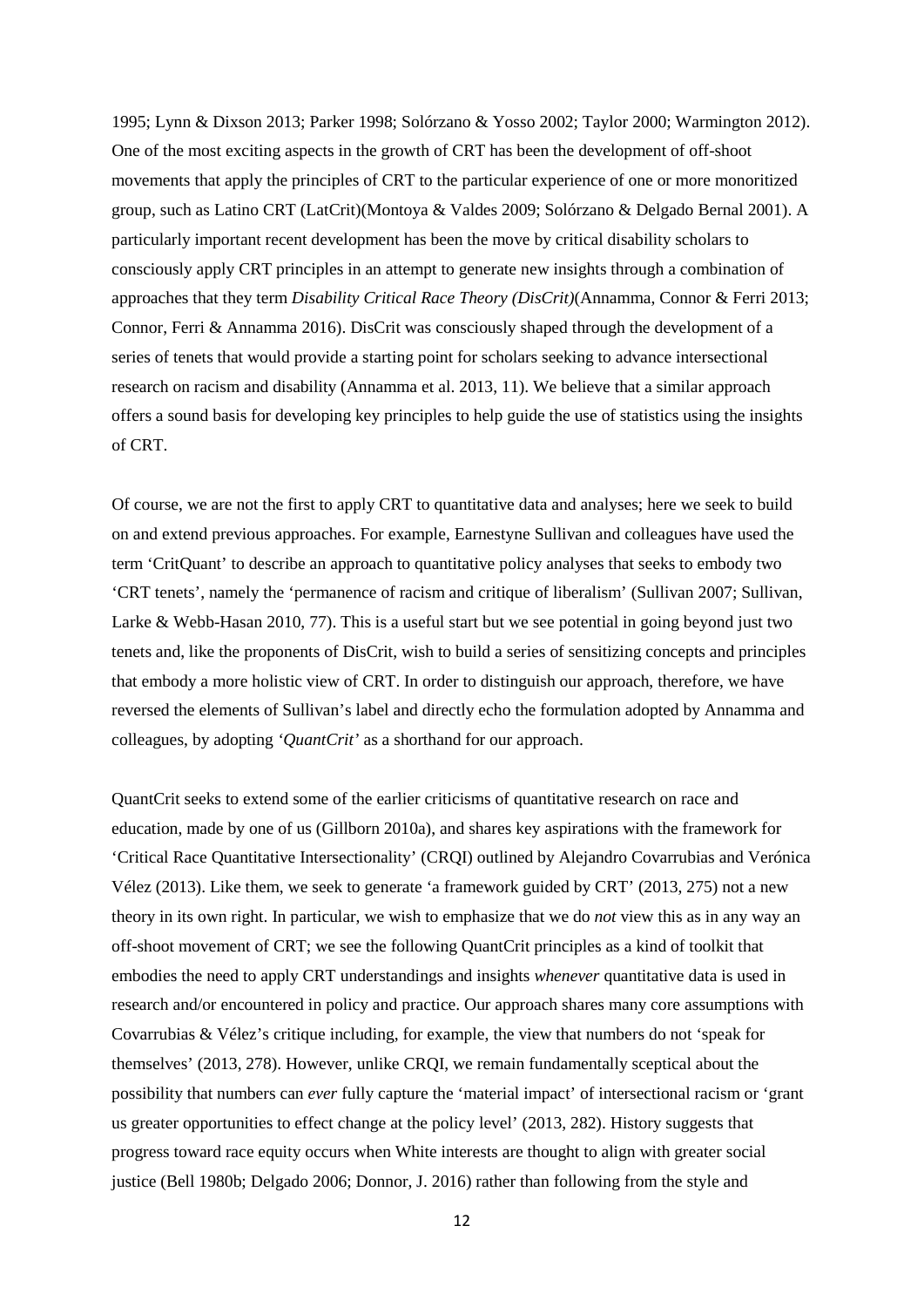1995; Lynn & Dixson 2013; Parker 1998; Solórzano & Yosso 2002; Taylor 2000; Warmington 2012). One of the most exciting aspects in the growth of CRT has been the development of off-shoot movements that apply the principles of CRT to the particular experience of one or more monoritized group, such as Latino CRT (LatCrit)(Montoya & Valdes 2009; Solórzano & Delgado Bernal 2001). A particularly important recent development has been the move by critical disability scholars to consciously apply CRT principles in an attempt to generate new insights through a combination of approaches that they term *Disability Critical Race Theory (DisCrit)*(Annamma, Connor & Ferri 2013; Connor, Ferri & Annamma 2016). DisCrit was consciously shaped through the development of a series of tenets that would provide a starting point for scholars seeking to advance intersectional research on racism and disability (Annamma et al. 2013, 11). We believe that a similar approach offers a sound basis for developing key principles to help guide the use of statistics using the insights of CRT.

Of course, we are not the first to apply CRT to quantitative data and analyses; here we seek to build on and extend previous approaches. For example, Earnestyne Sullivan and colleagues have used the term 'CritQuant' to describe an approach to quantitative policy analyses that seeks to embody two 'CRT tenets', namely the 'permanence of racism and critique of liberalism' (Sullivan 2007; Sullivan, Larke & Webb-Hasan 2010, 77). This is a useful start but we see potential in going beyond just two tenets and, like the proponents of DisCrit, wish to build a series of sensitizing concepts and principles that embody a more holistic view of CRT. In order to distinguish our approach, therefore, we have reversed the elements of Sullivan's label and directly echo the formulation adopted by Annamma and colleagues, by adopting '*QuantCrit*' as a shorthand for our approach.

QuantCrit seeks to extend some of the earlier criticisms of quantitative research on race and education, made by one of us (Gillborn 2010a), and shares key aspirations with the framework for 'Critical Race Quantitative Intersectionality' (CRQI) outlined by Alejandro Covarrubias and Verónica Vélez (2013). Like them, we seek to generate 'a framework guided by CRT' (2013, 275) not a new theory in its own right. In particular, we wish to emphasize that we do *not* view this as in any way an off-shoot movement of CRT; we see the following QuantCrit principles as a kind of toolkit that embodies the need to apply CRT understandings and insights *whenever* quantitative data is used in research and/or encountered in policy and practice. Our approach shares many core assumptions with Covarrubias & Vélez's critique including, for example, the view that numbers do not 'speak for themselves' (2013, 278). However, unlike CRQI, we remain fundamentally sceptical about the possibility that numbers can *ever* fully capture the 'material impact' of intersectional racism or 'grant us greater opportunities to effect change at the policy level' (2013, 282). History suggests that progress toward race equity occurs when White interests are thought to align with greater social justice (Bell 1980b; Delgado 2006; Donnor, J. 2016) rather than following from the style and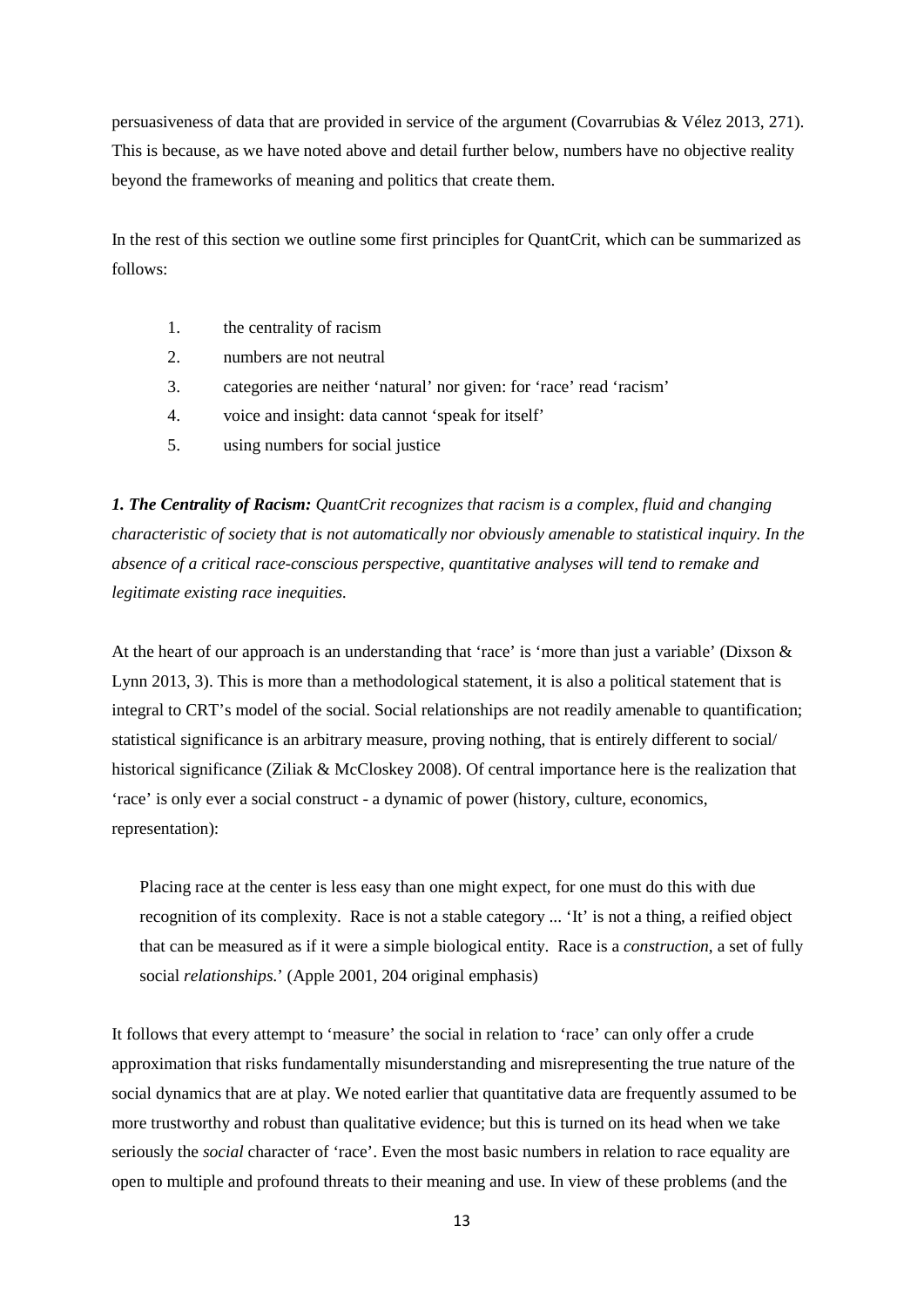persuasiveness of data that are provided in service of the argument (Covarrubias & Vélez 2013, 271). This is because, as we have noted above and detail further below, numbers have no objective reality beyond the frameworks of meaning and politics that create them.

In the rest of this section we outline some first principles for QuantCrit, which can be summarized as follows:

1. the centrality of racism
2. numbers are not neutral
3. categories are neither 'natural' nor given: for 'race' read 'racism'
4. voice and insight: data cannot 'speak for itself'
5. using numbers for social justice

***1. The Centrality of Racism:*** *QuantCrit recognizes that racism is a complex, fluid and changing characteristic of society that is not automatically nor obviously amenable to statistical inquiry. In the absence of a critical race-conscious perspective, quantitative analyses will tend to remake and legitimate existing race inequities.*

At the heart of our approach is an understanding that 'race' is 'more than just a variable' (Dixson & Lynn 2013, 3). This is more than a methodological statement, it is also a political statement that is integral to CRT's model of the social. Social relationships are not readily amenable to quantification; statistical significance is an arbitrary measure, proving nothing, that is entirely different to social/ historical significance (Ziliak & McCloskey 2008). Of central importance here is the realization that 'race' is only ever a social construct - a dynamic of power (history, culture, economics, representation):

> Placing race at the center is less easy than one might expect, for one must do this with due recognition of its complexity. Race is not a stable category ... 'It' is not a thing, a reified object that can be measured as if it were a simple biological entity. Race is a *construction*, a set of fully social *relationships*.' (Apple 2001, 204 original emphasis)

It follows that every attempt to 'measure' the social in relation to 'race' can only offer a crude approximation that risks fundamentally misunderstanding and misrepresenting the true nature of the social dynamics that are at play. We noted earlier that quantitative data are frequently assumed to be more trustworthy and robust than qualitative evidence; but this is turned on its head when we take seriously the *social* character of 'race'. Even the most basic numbers in relation to race equality are open to multiple and profound threats to their meaning and use. In view of these problems (and the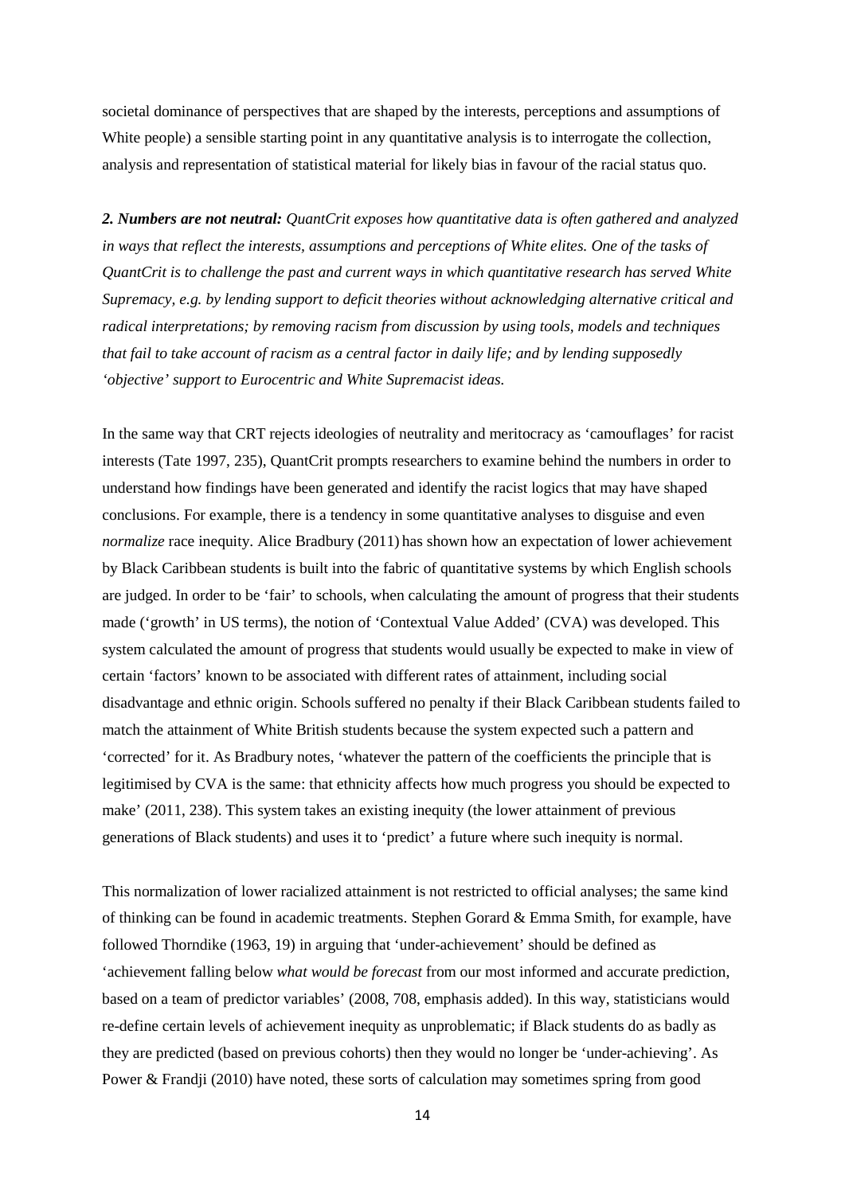societal dominance of perspectives that are shaped by the interests, perceptions and assumptions of White people) a sensible starting point in any quantitative analysis is to interrogate the collection, analysis and representation of statistical material for likely bias in favour of the racial status quo.

***2. Numbers are not neutral:*** *QuantCrit exposes how quantitative data is often gathered and analyzed in ways that reflect the interests, assumptions and perceptions of White elites. One of the tasks of QuantCrit is to challenge the past and current ways in which quantitative research has served White Supremacy, e.g. by lending support to deficit theories without acknowledging alternative critical and radical interpretations; by removing racism from discussion by using tools, models and techniques that fail to take account of racism as a central factor in daily life; and by lending supposedly 'objective' support to Eurocentric and White Supremacist ideas.*

In the same way that CRT rejects ideologies of neutrality and meritocracy as 'camouflages' for racist interests (Tate 1997, 235), QuantCrit prompts researchers to examine behind the numbers in order to understand how findings have been generated and identify the racist logics that may have shaped conclusions. For example, there is a tendency in some quantitative analyses to disguise and even *normalize* race inequity. Alice Bradbury (2011) has shown how an expectation of lower achievement by Black Caribbean students is built into the fabric of quantitative systems by which English schools are judged. In order to be 'fair' to schools, when calculating the amount of progress that their students made ('growth' in US terms), the notion of 'Contextual Value Added' (CVA) was developed. This system calculated the amount of progress that students would usually be expected to make in view of certain 'factors' known to be associated with different rates of attainment, including social disadvantage and ethnic origin. Schools suffered no penalty if their Black Caribbean students failed to match the attainment of White British students because the system expected such a pattern and 'corrected' for it. As Bradbury notes, 'whatever the pattern of the coefficients the principle that is legitimised by CVA is the same: that ethnicity affects how much progress you should be expected to make' (2011, 238). This system takes an existing inequity (the lower attainment of previous generations of Black students) and uses it to 'predict' a future where such inequity is normal.

This normalization of lower racialized attainment is not restricted to official analyses; the same kind of thinking can be found in academic treatments. Stephen Gorard & Emma Smith, for example, have followed Thorndike (1963, 19) in arguing that 'under-achievement' should be defined as 'achievement falling below *what would be forecast* from our most informed and accurate prediction, based on a team of predictor variables' (2008, 708, emphasis added). In this way, statisticians would re-define certain levels of achievement inequity as unproblematic; if Black students do as badly as they are predicted (based on previous cohorts) then they would no longer be 'under-achieving'. As Power & Frandji (2010) have noted, these sorts of calculation may sometimes spring from good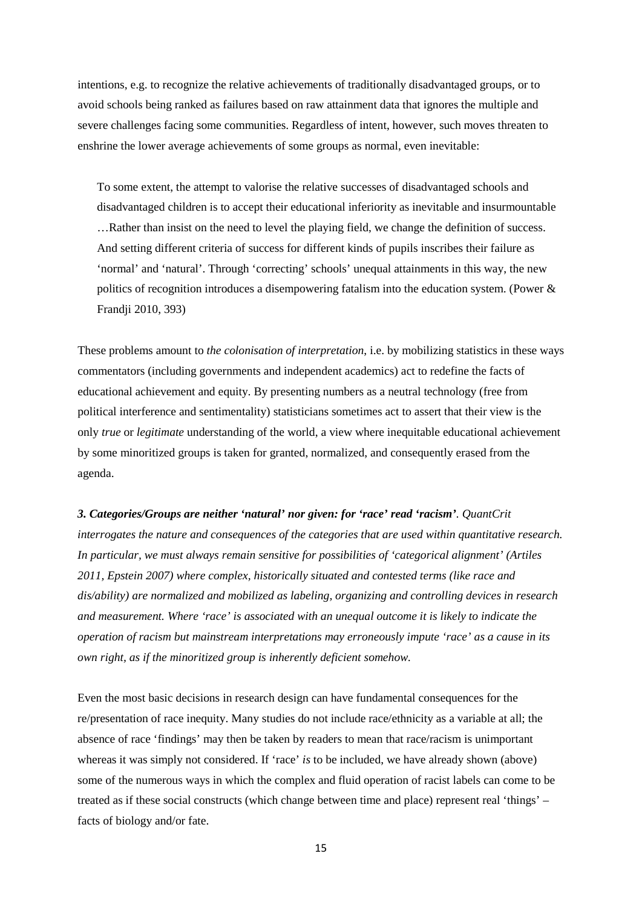intentions, e.g. to recognize the relative achievements of traditionally disadvantaged groups, or to avoid schools being ranked as failures based on raw attainment data that ignores the multiple and severe challenges facing some communities. Regardless of intent, however, such moves threaten to enshrine the lower average achievements of some groups as normal, even inevitable:

> To some extent, the attempt to valorise the relative successes of disadvantaged schools and disadvantaged children is to accept their educational inferiority as inevitable and insurmountable …Rather than insist on the need to level the playing field, we change the definition of success. And setting different criteria of success for different kinds of pupils inscribes their failure as 'normal' and 'natural'. Through 'correcting' schools' unequal attainments in this way, the new politics of recognition introduces a disempowering fatalism into the education system. (Power & Frandji 2010, 393)

These problems amount to *the colonisation of interpretation*, i.e. by mobilizing statistics in these ways commentators (including governments and independent academics) act to redefine the facts of educational achievement and equity. By presenting numbers as a neutral technology (free from political interference and sentimentality) statisticians sometimes act to assert that their view is the only *true* or *legitimate* understanding of the world, a view where inequitable educational achievement by some minoritized groups is taken for granted, normalized, and consequently erased from the agenda.

***3. Categories/Groups are neither 'natural' nor given: for 'race' read 'racism'****. QuantCrit interrogates the nature and consequences of the categories that are used within quantitative research. In particular, we must always remain sensitive for possibilities of 'categorical alignment' (Artiles 2011, Epstein 2007) where complex, historically situated and contested terms (like race and dis/ability) are normalized and mobilized as labeling, organizing and controlling devices in research and measurement. Where 'race' is associated with an unequal outcome it is likely to indicate the operation of racism but mainstream interpretations may erroneously impute 'race' as a cause in its own right, as if the minoritized group is inherently deficient somehow.*

Even the most basic decisions in research design can have fundamental consequences for the re/presentation of race inequity. Many studies do not include race/ethnicity as a variable at all; the absence of race 'findings' may then be taken by readers to mean that race/racism is unimportant whereas it was simply not considered. If 'race' *is* to be included, we have already shown (above) some of the numerous ways in which the complex and fluid operation of racist labels can come to be treated as if these social constructs (which change between time and place) represent real 'things' – facts of biology and/or fate.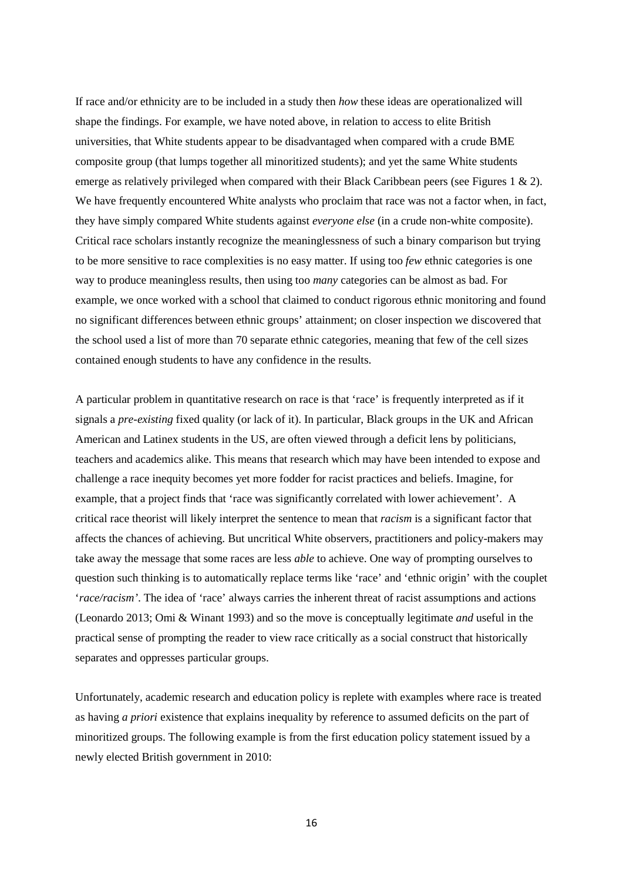If race and/or ethnicity are to be included in a study then *how* these ideas are operationalized will shape the findings. For example, we have noted above, in relation to access to elite British universities, that White students appear to be disadvantaged when compared with a crude BME composite group (that lumps together all minoritized students); and yet the same White students emerge as relatively privileged when compared with their Black Caribbean peers (see Figures 1 & 2). We have frequently encountered White analysts who proclaim that race was not a factor when, in fact, they have simply compared White students against *everyone else* (in a crude non-white composite). Critical race scholars instantly recognize the meaninglessness of such a binary comparison but trying to be more sensitive to race complexities is no easy matter. If using too *few* ethnic categories is one way to produce meaningless results, then using too *many* categories can be almost as bad. For example, we once worked with a school that claimed to conduct rigorous ethnic monitoring and found no significant differences between ethnic groups' attainment; on closer inspection we discovered that the school used a list of more than 70 separate ethnic categories, meaning that few of the cell sizes contained enough students to have any confidence in the results.

A particular problem in quantitative research on race is that 'race' is frequently interpreted as if it signals a *pre-existing* fixed quality (or lack of it). In particular, Black groups in the UK and African American and Latinex students in the US, are often viewed through a deficit lens by politicians, teachers and academics alike. This means that research which may have been intended to expose and challenge a race inequity becomes yet more fodder for racist practices and beliefs. Imagine, for example, that a project finds that 'race was significantly correlated with lower achievement'. A critical race theorist will likely interpret the sentence to mean that *racism* is a significant factor that affects the chances of achieving. But uncritical White observers, practitioners and policy-makers may take away the message that some races are less *able* to achieve. One way of prompting ourselves to question such thinking is to automatically replace terms like 'race' and 'ethnic origin' with the couplet '*race/racism*'. The idea of 'race' always carries the inherent threat of racist assumptions and actions (Leonardo 2013; Omi & Winant 1993) and so the move is conceptually legitimate *and* useful in the practical sense of prompting the reader to view race critically as a social construct that historically separates and oppresses particular groups.

Unfortunately, academic research and education policy is replete with examples where race is treated as having *a priori* existence that explains inequality by reference to assumed deficits on the part of minoritized groups. The following example is from the first education policy statement issued by a newly elected British government in 2010: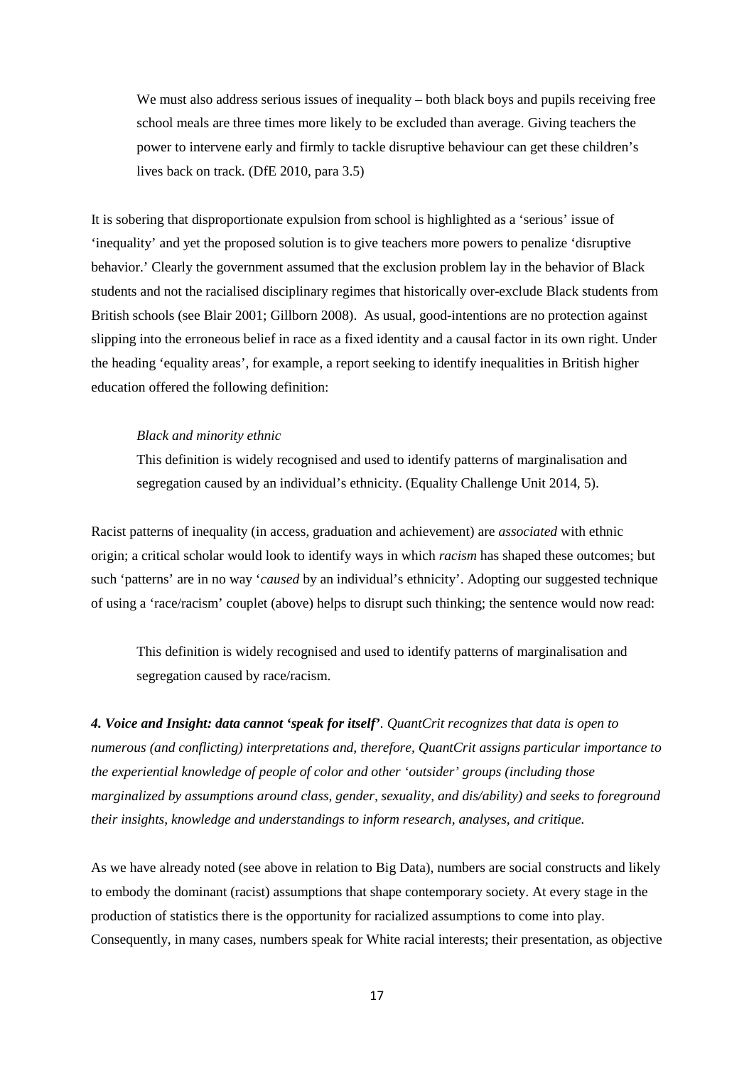> We must also address serious issues of inequality – both black boys and pupils receiving free school meals are three times more likely to be excluded than average. Giving teachers the power to intervene early and firmly to tackle disruptive behaviour can get these children's lives back on track. (DfE 2010, para 3.5)

It is sobering that disproportionate expulsion from school is highlighted as a 'serious' issue of 'inequality' and yet the proposed solution is to give teachers more powers to penalize 'disruptive behavior.' Clearly the government assumed that the exclusion problem lay in the behavior of Black students and not the racialised disciplinary regimes that historically over-exclude Black students from British schools (see Blair 2001; Gillborn 2008). As usual, good-intentions are no protection against slipping into the erroneous belief in race as a fixed identity and a causal factor in its own right. Under the heading 'equality areas', for example, a report seeking to identify inequalities in British higher education offered the following definition:

> *Black and minority ethnic*
>
> This definition is widely recognised and used to identify patterns of marginalisation and segregation caused by an individual's ethnicity. (Equality Challenge Unit 2014, 5).

Racist patterns of inequality (in access, graduation and achievement) are *associated* with ethnic origin; a critical scholar would look to identify ways in which *racism* has shaped these outcomes; but such 'patterns' are in no way '*caused* by an individual's ethnicity'. Adopting our suggested technique of using a 'race/racism' couplet (above) helps to disrupt such thinking; the sentence would now read:

> This definition is widely recognised and used to identify patterns of marginalisation and segregation caused by race/racism.

***4. Voice and Insight: data cannot 'speak for itself'****. QuantCrit recognizes that data is open to numerous (and conflicting) interpretations and, therefore, QuantCrit assigns particular importance to the experiential knowledge of people of color and other 'outsider' groups (including those marginalized by assumptions around class, gender, sexuality, and dis/ability) and seeks to foreground their insights, knowledge and understandings to inform research, analyses, and critique.*

As we have already noted (see above in relation to Big Data), numbers are social constructs and likely to embody the dominant (racist) assumptions that shape contemporary society. At every stage in the production of statistics there is the opportunity for racialized assumptions to come into play. Consequently, in many cases, numbers speak for White racial interests; their presentation, as objective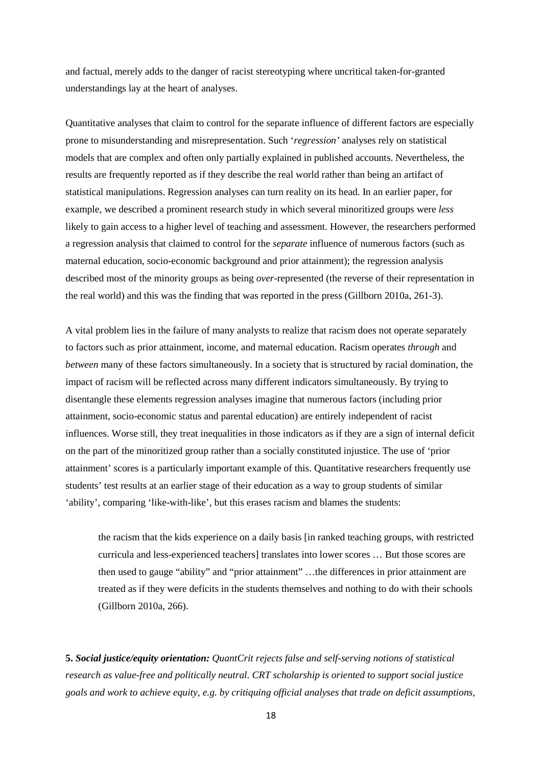and factual, merely adds to the danger of racist stereotyping where uncritical taken-for-granted understandings lay at the heart of analyses.

Quantitative analyses that claim to control for the separate influence of different factors are especially prone to misunderstanding and misrepresentation. Such '*regression'* analyses rely on statistical models that are complex and often only partially explained in published accounts. Nevertheless, the results are frequently reported as if they describe the real world rather than being an artifact of statistical manipulations. Regression analyses can turn reality on its head. In an earlier paper, for example, we described a prominent research study in which several minoritized groups were *less* likely to gain access to a higher level of teaching and assessment. However, the researchers performed a regression analysis that claimed to control for the *separate* influence of numerous factors (such as maternal education, socio-economic background and prior attainment); the regression analysis described most of the minority groups as being *over*-represented (the reverse of their representation in the real world) and this was the finding that was reported in the press (Gillborn 2010a, 261-3).

A vital problem lies in the failure of many analysts to realize that racism does not operate separately to factors such as prior attainment, income, and maternal education. Racism operates *through* and *between* many of these factors simultaneously. In a society that is structured by racial domination, the impact of racism will be reflected across many different indicators simultaneously. By trying to disentangle these elements regression analyses imagine that numerous factors (including prior attainment, socio-economic status and parental education) are entirely independent of racist influences. Worse still, they treat inequalities in those indicators as if they are a sign of internal deficit on the part of the minoritized group rather than a socially constituted injustice. The use of 'prior attainment' scores is a particularly important example of this. Quantitative researchers frequently use students' test results at an earlier stage of their education as a way to group students of similar 'ability', comparing 'like-with-like', but this erases racism and blames the students:

> the racism that the kids experience on a daily basis [in ranked teaching groups, with restricted curricula and less-experienced teachers] translates into lower scores … But those scores are then used to gauge "ability" and "prior attainment" …the differences in prior attainment are treated as if they were deficits in the students themselves and nothing to do with their schools (Gillborn 2010a, 266).

**5.** ***Social justice/equity orientation:*** *QuantCrit rejects false and self-serving notions of statistical research as value-free and politically neutral. CRT scholarship is oriented to support social justice goals and work to achieve equity, e.g. by critiquing official analyses that trade on deficit assumptions,*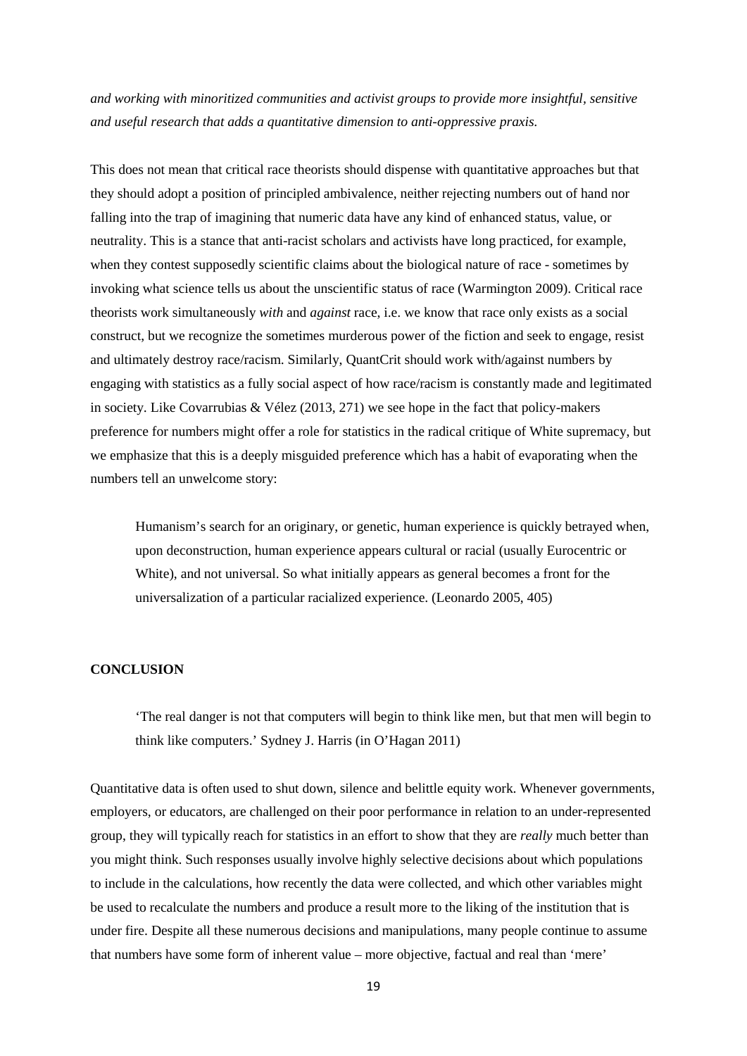*and working with minoritized communities and activist groups to provide more insightful, sensitive and useful research that adds a quantitative dimension to anti-oppressive praxis.*

This does not mean that critical race theorists should dispense with quantitative approaches but that they should adopt a position of principled ambivalence, neither rejecting numbers out of hand nor falling into the trap of imagining that numeric data have any kind of enhanced status, value, or neutrality. This is a stance that anti-racist scholars and activists have long practiced, for example, when they contest supposedly scientific claims about the biological nature of race - sometimes by invoking what science tells us about the unscientific status of race (Warmington 2009). Critical race theorists work simultaneously *with* and *against* race, i.e. we know that race only exists as a social construct, but we recognize the sometimes murderous power of the fiction and seek to engage, resist and ultimately destroy race/racism. Similarly, QuantCrit should work with/against numbers by engaging with statistics as a fully social aspect of how race/racism is constantly made and legitimated in society. Like Covarrubias & Vélez (2013, 271) we see hope in the fact that policy-makers preference for numbers might offer a role for statistics in the radical critique of White supremacy, but we emphasize that this is a deeply misguided preference which has a habit of evaporating when the numbers tell an unwelcome story:

> Humanism's search for an originary, or genetic, human experience is quickly betrayed when, upon deconstruction, human experience appears cultural or racial (usually Eurocentric or White), and not universal. So what initially appears as general becomes a front for the universalization of a particular racialized experience. (Leonardo 2005, 405)

## CONCLUSION

> 'The real danger is not that computers will begin to think like men, but that men will begin to think like computers.' Sydney J. Harris (in O'Hagan 2011)

Quantitative data is often used to shut down, silence and belittle equity work. Whenever governments, employers, or educators, are challenged on their poor performance in relation to an under-represented group, they will typically reach for statistics in an effort to show that they are *really* much better than you might think. Such responses usually involve highly selective decisions about which populations to include in the calculations, how recently the data were collected, and which other variables might be used to recalculate the numbers and produce a result more to the liking of the institution that is under fire. Despite all these numerous decisions and manipulations, many people continue to assume that numbers have some form of inherent value – more objective, factual and real than 'mere'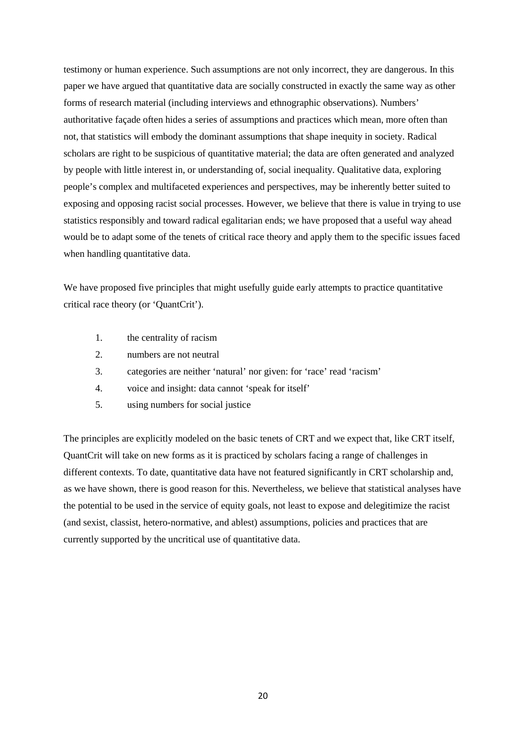testimony or human experience. Such assumptions are not only incorrect, they are dangerous. In this paper we have argued that quantitative data are socially constructed in exactly the same way as other forms of research material (including interviews and ethnographic observations). Numbers' authoritative façade often hides a series of assumptions and practices which mean, more often than not, that statistics will embody the dominant assumptions that shape inequity in society. Radical scholars are right to be suspicious of quantitative material; the data are often generated and analyzed by people with little interest in, or understanding of, social inequality. Qualitative data, exploring people's complex and multifaceted experiences and perspectives, may be inherently better suited to exposing and opposing racist social processes. However, we believe that there is value in trying to use statistics responsibly and toward radical egalitarian ends; we have proposed that a useful way ahead would be to adapt some of the tenets of critical race theory and apply them to the specific issues faced when handling quantitative data.

We have proposed five principles that might usefully guide early attempts to practice quantitative critical race theory (or 'QuantCrit').

1. the centrality of racism
2. numbers are not neutral
3. categories are neither 'natural' nor given: for 'race' read 'racism'
4. voice and insight: data cannot 'speak for itself'
5. using numbers for social justice

The principles are explicitly modeled on the basic tenets of CRT and we expect that, like CRT itself, QuantCrit will take on new forms as it is practiced by scholars facing a range of challenges in different contexts. To date, quantitative data have not featured significantly in CRT scholarship and, as we have shown, there is good reason for this. Nevertheless, we believe that statistical analyses have the potential to be used in the service of equity goals, not least to expose and delegitimize the racist (and sexist, classist, hetero-normative, and ableist) assumptions, policies and practices that are currently supported by the uncritical use of quantitative data.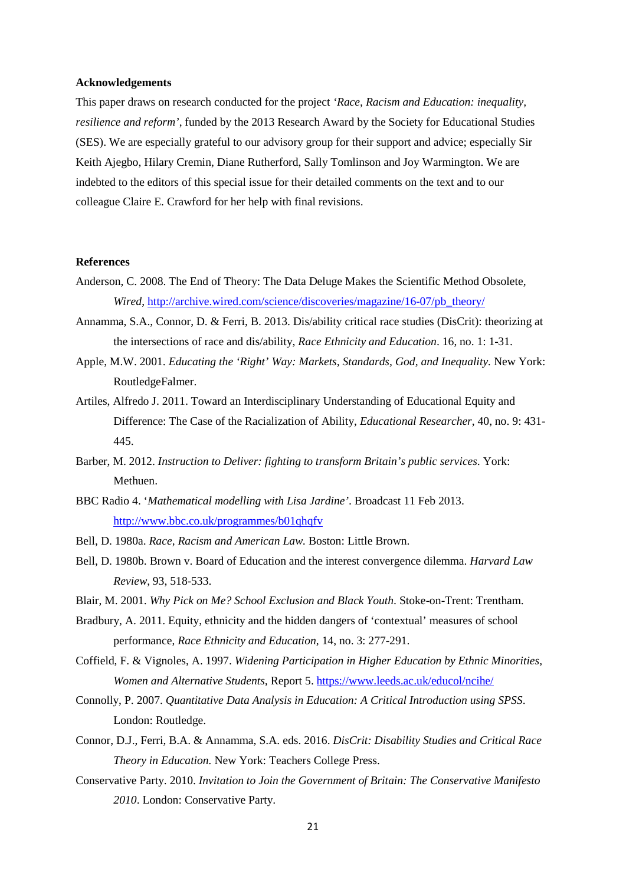**Acknowledgements**

This paper draws on research conducted for the project *'Race, Racism and Education: inequality, resilience and reform'*, funded by the 2013 Research Award by the Society for Educational Studies (SES). We are especially grateful to our advisory group for their support and advice; especially Sir Keith Ajegbo, Hilary Cremin, Diane Rutherford, Sally Tomlinson and Joy Warmington. We are indebted to the editors of this special issue for their detailed comments on the text and to our colleague Claire E. Crawford for her help with final revisions.

**References**

Anderson, C. 2008. The End of Theory: The Data Deluge Makes the Scientific Method Obsolete, *Wired*, http://archive.wired.com/science/discoveries/magazine/16-07/pb_theory/

Annamma, S.A., Connor, D. & Ferri, B. 2013. Dis/ability critical race studies (DisCrit): theorizing at the intersections of race and dis/ability, *Race Ethnicity and Education*. 16, no. 1: 1-31.

Apple, M.W. 2001. *Educating the 'Right' Way: Markets, Standards, God, and Inequality.* New York: RoutledgeFalmer.

Artiles, Alfredo J. 2011. Toward an Interdisciplinary Understanding of Educational Equity and Difference: The Case of the Racialization of Ability, *Educational Researcher*, 40, no. 9: 431-445.

Barber, M. 2012. *Instruction to Deliver: fighting to transform Britain's public services.* York: Methuen.

BBC Radio 4. '*Mathematical modelling with Lisa Jardine'*. Broadcast 11 Feb 2013. http://www.bbc.co.uk/programmes/b01qhqfv

Bell, D. 1980a. *Race, Racism and American Law.* Boston: Little Brown.

Bell, D. 1980b. Brown v. Board of Education and the interest convergence dilemma. *Harvard Law Review*, 93, 518-533.

Blair, M. 2001. *Why Pick on Me? School Exclusion and Black Youth*. Stoke-on-Trent: Trentham.

Bradbury, A. 2011. Equity, ethnicity and the hidden dangers of 'contextual' measures of school performance, *Race Ethnicity and Education*, 14, no. 3: 277-291.

Coffield, F. & Vignoles, A. 1997. *Widening Participation in Higher Education by Ethnic Minorities, Women and Alternative Students*, Report 5. https://www.leeds.ac.uk/educol/ncihe/

Connolly, P. 2007. *Quantitative Data Analysis in Education: A Critical Introduction using SPSS*. London: Routledge.

Connor, D.J., Ferri, B.A. & Annamma, S.A. eds. 2016. *DisCrit: Disability Studies and Critical Race Theory in Education.* New York: Teachers College Press.

Conservative Party. 2010. *Invitation to Join the Government of Britain: The Conservative Manifesto 2010*. London: Conservative Party.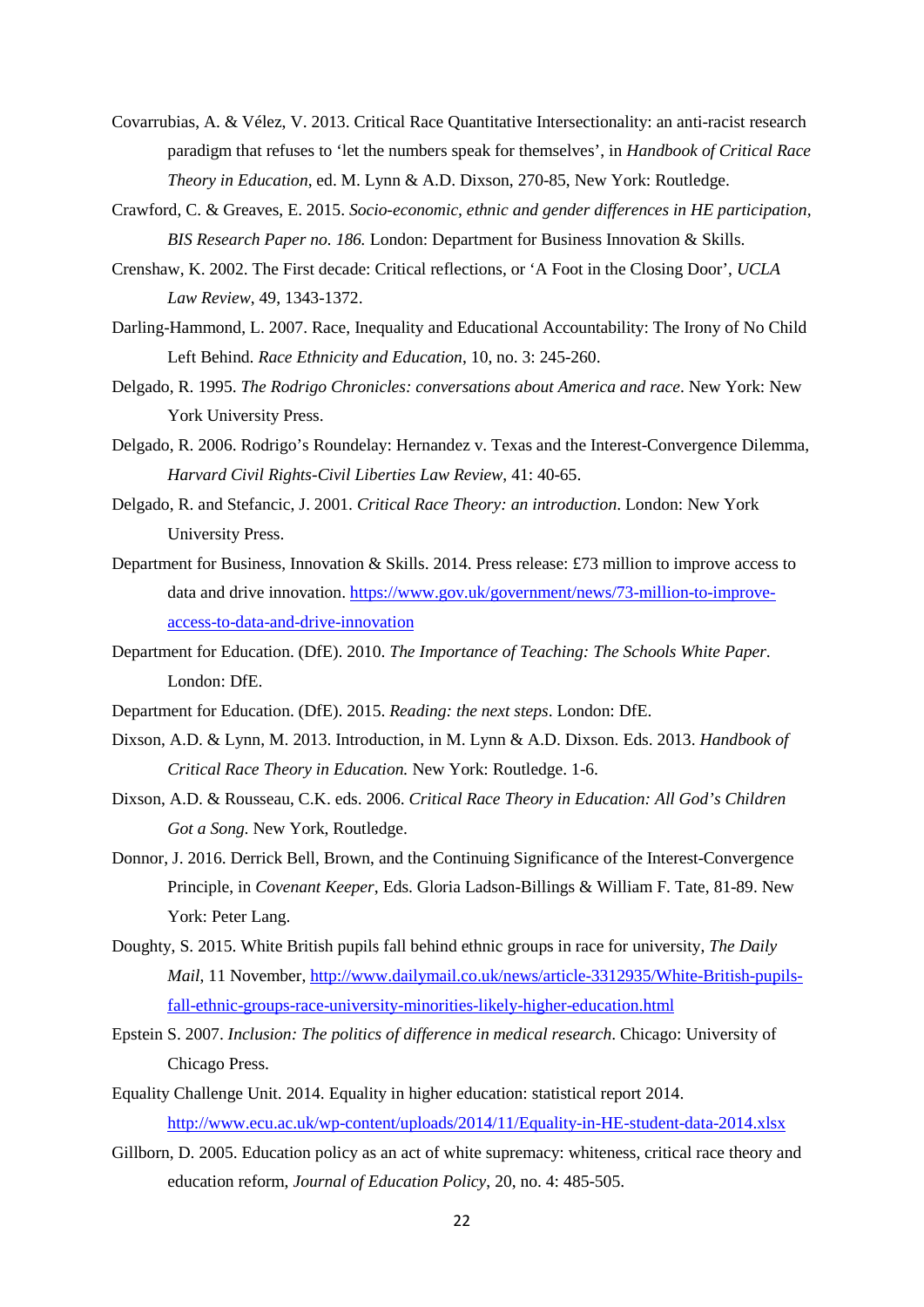Covarrubias, A. & Vélez, V. 2013. Critical Race Quantitative Intersectionality: an anti-racist research paradigm that refuses to 'let the numbers speak for themselves', in *Handbook of Critical Race Theory in Education*, ed. M. Lynn & A.D. Dixson, 270-85, New York: Routledge.

Crawford, C. & Greaves, E. 2015. *Socio-economic, ethnic and gender differences in HE participation, BIS Research Paper no. 186.* London: Department for Business Innovation & Skills.

Crenshaw, K. 2002. The First decade: Critical reflections, or 'A Foot in the Closing Door', *UCLA Law Review*, 49, 1343-1372.

Darling-Hammond, L. 2007. Race, Inequality and Educational Accountability: The Irony of No Child Left Behind. *Race Ethnicity and Education*, 10, no. 3: 245-260.

Delgado, R. 1995. *The Rodrigo Chronicles: conversations about America and race*. New York: New York University Press.

Delgado, R. 2006. Rodrigo's Roundelay: Hernandez v. Texas and the Interest-Convergence Dilemma, *Harvard Civil Rights-Civil Liberties Law Review*, 41: 40-65.

Delgado, R. and Stefancic, J. 2001. *Critical Race Theory: an introduction*. London: New York University Press.

Department for Business, Innovation & Skills. 2014. Press release: £73 million to improve access to data and drive innovation. https://www.gov.uk/government/news/73-million-to-improve-access-to-data-and-drive-innovation

Department for Education. (DfE). 2010. *The Importance of Teaching: The Schools White Paper*. London: DfE.

Department for Education. (DfE). 2015. *Reading: the next steps*. London: DfE.

Dixson, A.D. & Lynn, M. 2013. Introduction, in M. Lynn & A.D. Dixson. Eds. 2013. *Handbook of Critical Race Theory in Education.* New York: Routledge. 1-6.

Dixson, A.D. & Rousseau, C.K. eds. 2006. *Critical Race Theory in Education: All God's Children Got a Song.* New York, Routledge.

Donnor, J. 2016. Derrick Bell, Brown, and the Continuing Significance of the Interest-Convergence Principle, in *Covenant Keeper*, Eds. Gloria Ladson-Billings & William F. Tate, 81-89. New York: Peter Lang.

Doughty, S. 2015. White British pupils fall behind ethnic groups in race for university, *The Daily Mail*, 11 November, http://www.dailymail.co.uk/news/article-3312935/White-British-pupils-fall-ethnic-groups-race-university-minorities-likely-higher-education.html

Epstein S. 2007. *Inclusion: The politics of difference in medical research*. Chicago: University of Chicago Press.

Equality Challenge Unit. 2014. Equality in higher education: statistical report 2014. http://www.ecu.ac.uk/wp-content/uploads/2014/11/Equality-in-HE-student-data-2014.xlsx

Gillborn, D. 2005. Education policy as an act of white supremacy: whiteness, critical race theory and education reform, *Journal of Education Policy*, 20, no. 4: 485-505.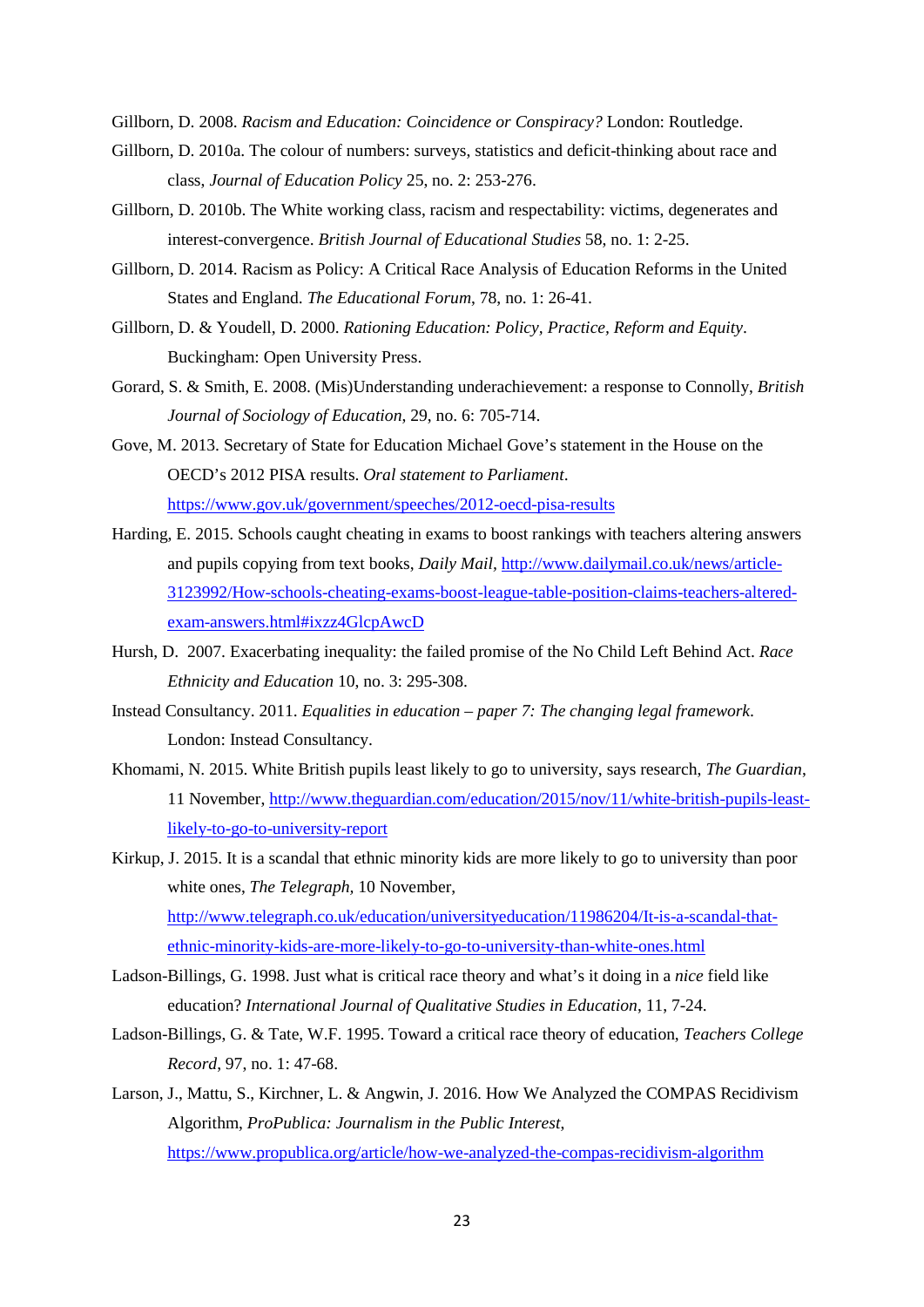Gillborn, D. 2008. *Racism and Education: Coincidence or Conspiracy?* London: Routledge.

Gillborn, D. 2010a. The colour of numbers: surveys, statistics and deficit-thinking about race and class, *Journal of Education Policy* 25, no. 2: 253-276.

Gillborn, D. 2010b. The White working class, racism and respectability: victims, degenerates and interest-convergence. *British Journal of Educational Studies* 58, no. 1: 2-25.

Gillborn, D. 2014. Racism as Policy: A Critical Race Analysis of Education Reforms in the United States and England. *The Educational Forum*, 78, no. 1: 26-41.

Gillborn, D. & Youdell, D. 2000. *Rationing Education: Policy, Practice, Reform and Equity*. Buckingham: Open University Press.

Gorard, S. & Smith, E. 2008. (Mis)Understanding underachievement: a response to Connolly, *British Journal of Sociology of Education*, 29, no. 6: 705-714.

Gove, M. 2013. Secretary of State for Education Michael Gove's statement in the House on the OECD's 2012 PISA results. *Oral statement to Parliament*. https://www.gov.uk/government/speeches/2012-oecd-pisa-results

Harding, E. 2015. Schools caught cheating in exams to boost rankings with teachers altering answers and pupils copying from text books, *Daily Mail*, http://www.dailymail.co.uk/news/article-3123992/How-schools-cheating-exams-boost-league-table-position-claims-teachers-altered-exam-answers.html#ixzz4GlcpAwcD

Hursh, D. 2007. Exacerbating inequality: the failed promise of the No Child Left Behind Act. *Race Ethnicity and Education* 10, no. 3: 295-308.

Instead Consultancy. 2011. *Equalities in education – paper 7: The changing legal framework*. London: Instead Consultancy.

Khomami, N. 2015. White British pupils least likely to go to university, says research, *The Guardian*, 11 November, http://www.theguardian.com/education/2015/nov/11/white-british-pupils-least-likely-to-go-to-university-report

Kirkup, J. 2015. It is a scandal that ethnic minority kids are more likely to go to university than poor white ones, *The Telegraph*, 10 November, http://www.telegraph.co.uk/education/universityeducation/11986204/It-is-a-scandal-that-ethnic-minority-kids-are-more-likely-to-go-to-university-than-white-ones.html

Ladson-Billings, G. 1998. Just what is critical race theory and what's it doing in a *nice* field like education? *International Journal of Qualitative Studies in Education*, 11, 7-24.

Ladson-Billings, G. & Tate, W.F. 1995. Toward a critical race theory of education, *Teachers College Record*, 97, no. 1: 47-68.

Larson, J., Mattu, S., Kirchner, L. & Angwin, J. 2016. How We Analyzed the COMPAS Recidivism Algorithm, *ProPublica: Journalism in the Public Interest*, https://www.propublica.org/article/how-we-analyzed-the-compas-recidivism-algorithm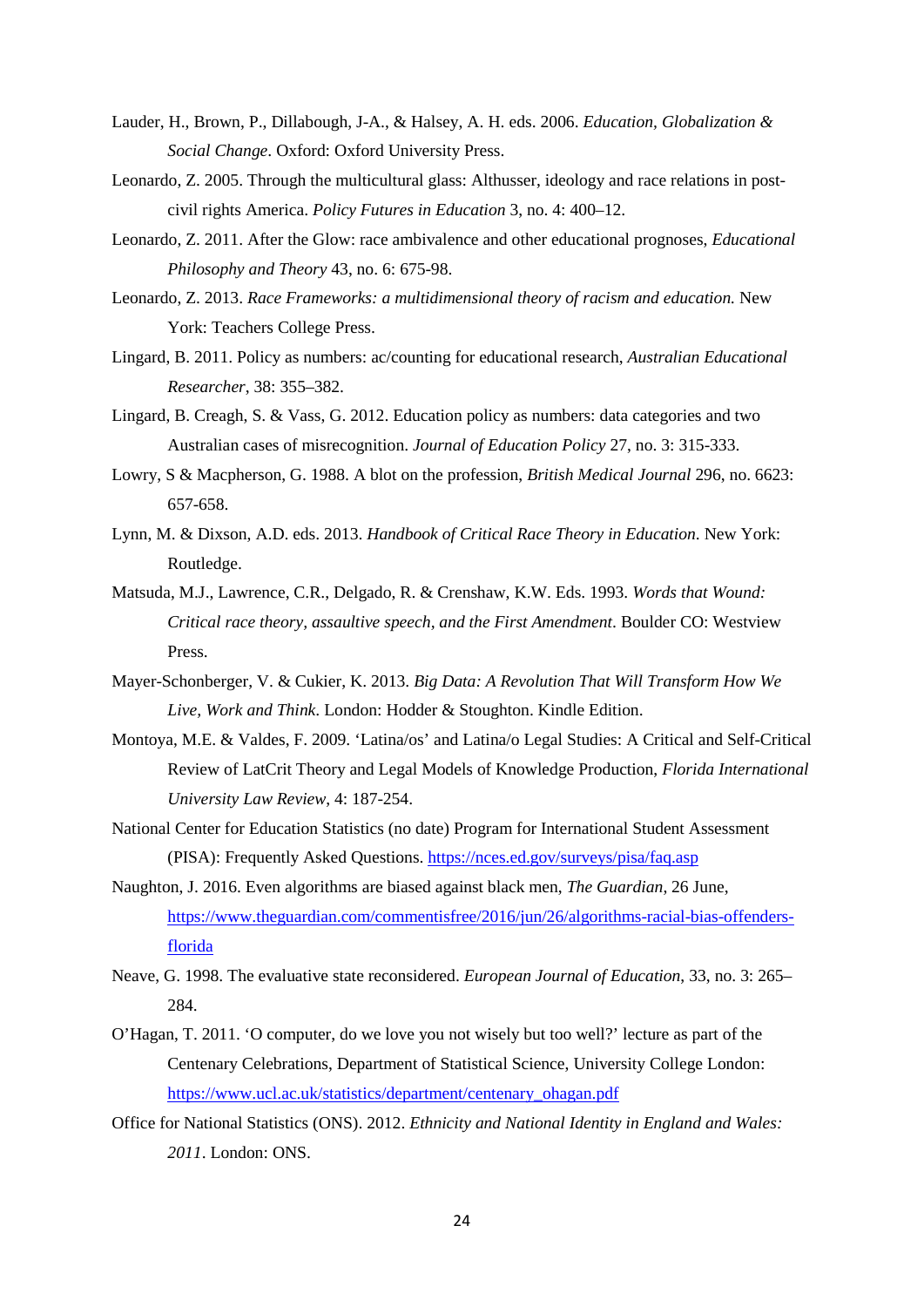Lauder, H., Brown, P., Dillabough, J-A., & Halsey, A. H. eds. 2006. *Education, Globalization & Social Change*. Oxford: Oxford University Press.

Leonardo, Z. 2005. Through the multicultural glass: Althusser, ideology and race relations in post-civil rights America. *Policy Futures in Education* 3, no. 4: 400–12.

Leonardo, Z. 2011. After the Glow: race ambivalence and other educational prognoses, *Educational Philosophy and Theory* 43, no. 6: 675-98.

Leonardo, Z. 2013. *Race Frameworks: a multidimensional theory of racism and education.* New York: Teachers College Press.

Lingard, B. 2011. Policy as numbers: ac/counting for educational research, *Australian Educational Researcher*, 38: 355–382.

Lingard, B. Creagh, S. & Vass, G. 2012. Education policy as numbers: data categories and two Australian cases of misrecognition. *Journal of Education Policy* 27, no. 3: 315-333.

Lowry, S & Macpherson, G. 1988. A blot on the profession, *British Medical Journal* 296, no. 6623: 657-658.

Lynn, M. & Dixson, A.D. eds. 2013. *Handbook of Critical Race Theory in Education*. New York: Routledge.

Matsuda, M.J., Lawrence, C.R., Delgado, R. & Crenshaw, K.W. Eds. 1993. *Words that Wound: Critical race theory, assaultive speech, and the First Amendment*. Boulder CO: Westview Press.

Mayer-Schonberger, V. & Cukier, K. 2013. *Big Data: A Revolution That Will Transform How We Live, Work and Think*. London: Hodder & Stoughton. Kindle Edition.

Montoya, M.E. & Valdes, F. 2009. 'Latina/os' and Latina/o Legal Studies: A Critical and Self-Critical Review of LatCrit Theory and Legal Models of Knowledge Production, *Florida International University Law Review*, 4: 187-254.

National Center for Education Statistics (no date) Program for International Student Assessment (PISA): Frequently Asked Questions. https://nces.ed.gov/surveys/pisa/faq.asp

Naughton, J. 2016. Even algorithms are biased against black men, *The Guardian*, 26 June, https://www.theguardian.com/commentisfree/2016/jun/26/algorithms-racial-bias-offenders-florida

Neave, G. 1998. The evaluative state reconsidered. *European Journal of Education*, 33, no. 3: 265–284.

O'Hagan, T. 2011. 'O computer, do we love you not wisely but too well?' lecture as part of the Centenary Celebrations, Department of Statistical Science, University College London: https://www.ucl.ac.uk/statistics/department/centenary_ohagan.pdf

Office for National Statistics (ONS). 2012. *Ethnicity and National Identity in England and Wales: 2011*. London: ONS.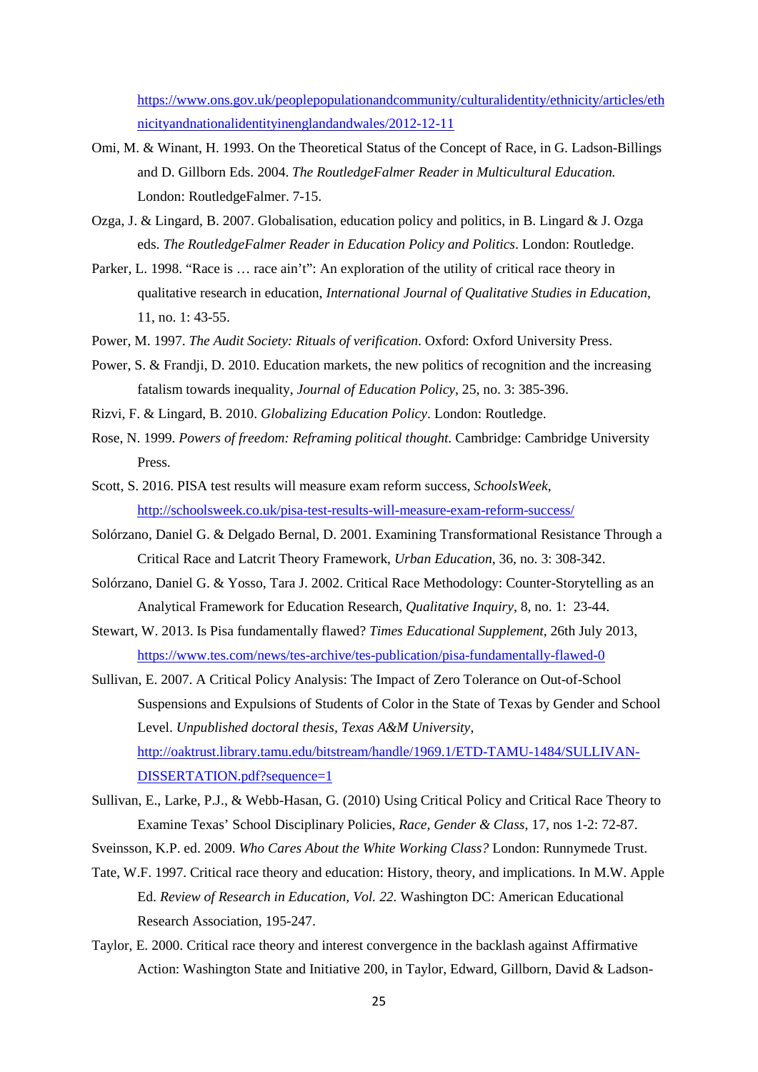https://www.ons.gov.uk/peoplepopulationandcommunity/culturalidentity/ethnicity/articles/ethnicityandnationalidentityinenglandandwales/2012-12-11

Omi, M. & Winant, H. 1993. On the Theoretical Status of the Concept of Race, in G. Ladson-Billings and D. Gillborn Eds. 2004. *The RoutledgeFalmer Reader in Multicultural Education.* London: RoutledgeFalmer. 7-15.

Ozga, J. & Lingard, B. 2007. Globalisation, education policy and politics, in B. Lingard & J. Ozga eds. *The RoutledgeFalmer Reader in Education Policy and Politics*. London: Routledge.

Parker, L. 1998. "Race is … race ain't": An exploration of the utility of critical race theory in qualitative research in education, *International Journal of Qualitative Studies in Education*, 11, no. 1: 43-55.

Power, M. 1997. *The Audit Society: Rituals of verification*. Oxford: Oxford University Press.

Power, S. & Frandji, D. 2010. Education markets, the new politics of recognition and the increasing fatalism towards inequality, *Journal of Education Policy*, 25, no. 3: 385-396.

Rizvi, F. & Lingard, B. 2010. *Globalizing Education Policy*. London: Routledge.

Rose, N. 1999. *Powers of freedom: Reframing political thought.* Cambridge: Cambridge University Press.

Scott, S. 2016. PISA test results will measure exam reform success, *SchoolsWeek*, http://schoolsweek.co.uk/pisa-test-results-will-measure-exam-reform-success/

Solórzano, Daniel G. & Delgado Bernal, D. 2001. Examining Transformational Resistance Through a Critical Race and Latcrit Theory Framework, *Urban Education*, 36, no. 3: 308-342.

Solórzano, Daniel G. & Yosso, Tara J. 2002. Critical Race Methodology: Counter-Storytelling as an Analytical Framework for Education Research, *Qualitative Inquiry*, 8, no. 1: 23-44.

Stewart, W. 2013. Is Pisa fundamentally flawed? *Times Educational Supplement*, 26th July 2013, https://www.tes.com/news/tes-archive/tes-publication/pisa-fundamentally-flawed-0

Sullivan, E. 2007. A Critical Policy Analysis: The Impact of Zero Tolerance on Out-of-School Suspensions and Expulsions of Students of Color in the State of Texas by Gender and School Level. *Unpublished doctoral thesis, Texas A&M University*, http://oaktrust.library.tamu.edu/bitstream/handle/1969.1/ETD-TAMU-1484/SULLIVAN-DISSERTATION.pdf?sequence=1

Sullivan, E., Larke, P.J., & Webb-Hasan, G. (2010) Using Critical Policy and Critical Race Theory to Examine Texas' School Disciplinary Policies, *Race, Gender & Class*, 17, nos 1-2: 72-87.

Sveinsson, K.P. ed. 2009. *Who Cares About the White Working Class?* London: Runnymede Trust.

Tate, W.F. 1997. Critical race theory and education: History, theory, and implications. In M.W. Apple Ed. *Review of Research in Education, Vol. 22.* Washington DC: American Educational Research Association, 195-247.

Taylor, E. 2000. Critical race theory and interest convergence in the backlash against Affirmative Action: Washington State and Initiative 200, in Taylor, Edward, Gillborn, David & Ladson-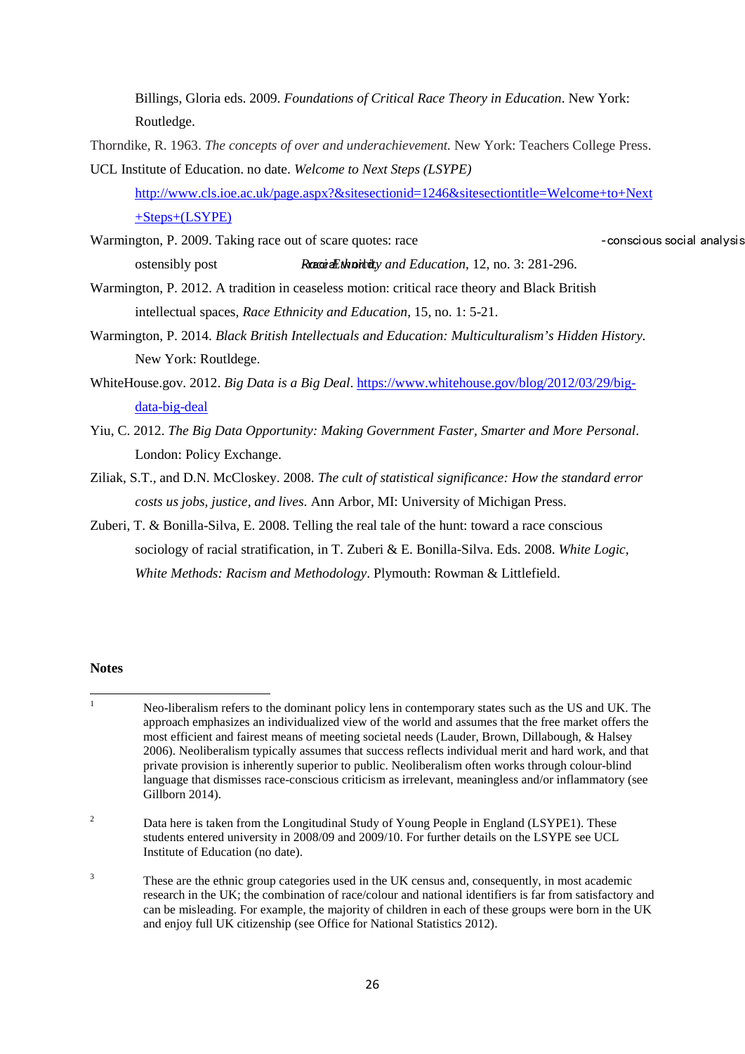Billings, Gloria eds. 2009. *Foundations of Critical Race Theory in Education*. New York: Routledge.

Thorndike, R. 1963. *The concepts of over and underachievement.* New York: Teachers College Press.

UCL Institute of Education. no date. *Welcome to Next Steps (LSYPE)* http://www.cls.ioe.ac.uk/page.aspx?&sitesectionid=1246&sitesectiontitle=Welcome+to+Next+Steps+(LSYPE)

Warmington, P. 2009. Taking race out of scare quotes: race-conscious social analysis ostensibly post-racial world, *Race Ethnicity and Education*, 12, no. 3: 281-296.

Warmington, P. 2012. A tradition in ceaseless motion: critical race theory and Black British intellectual spaces, *Race Ethnicity and Education*, 15, no. 1: 5-21.

Warmington, P. 2014. *Black British Intellectuals and Education: Multiculturalism's Hidden History*. New York: Routldege.

WhiteHouse.gov. 2012. *Big Data is a Big Deal*. https://www.whitehouse.gov/blog/2012/03/29/big-data-big-deal

Yiu, C. 2012. *The Big Data Opportunity: Making Government Faster, Smarter and More Personal*. London: Policy Exchange.

Ziliak, S.T., and D.N. McCloskey. 2008. *The cult of statistical significance: How the standard error costs us jobs, justice, and lives*. Ann Arbor, MI: University of Michigan Press.

Zuberi, T. & Bonilla-Silva, E. 2008. Telling the real tale of the hunt: toward a race conscious sociology of racial stratification, in T. Zuberi & E. Bonilla-Silva. Eds. 2008. *White Logic, White Methods: Racism and Methodology*. Plymouth: Rowman & Littlefield.

**Notes**

[1] Neo-liberalism refers to the dominant policy lens in contemporary states such as the US and UK. The approach emphasizes an individualized view of the world and assumes that the free market offers the most efficient and fairest means of meeting societal needs (Lauder, Brown, Dillabough, & Halsey 2006). Neoliberalism typically assumes that success reflects individual merit and hard work, and that private provision is inherently superior to public. Neoliberalism often works through colour-blind language that dismisses race-conscious criticism as irrelevant, meaningless and/or inflammatory (see Gillborn 2014).

[2] Data here is taken from the Longitudinal Study of Young People in England (LSYPE1). These students entered university in 2008/09 and 2009/10. For further details on the LSYPE see UCL Institute of Education (no date).

[3] These are the ethnic group categories used in the UK census and, consequently, in most academic research in the UK; the combination of race/colour and national identifiers is far from satisfactory and can be misleading. For example, the majority of children in each of these groups were born in the UK and enjoy full UK citizenship (see Office for National Statistics 2012).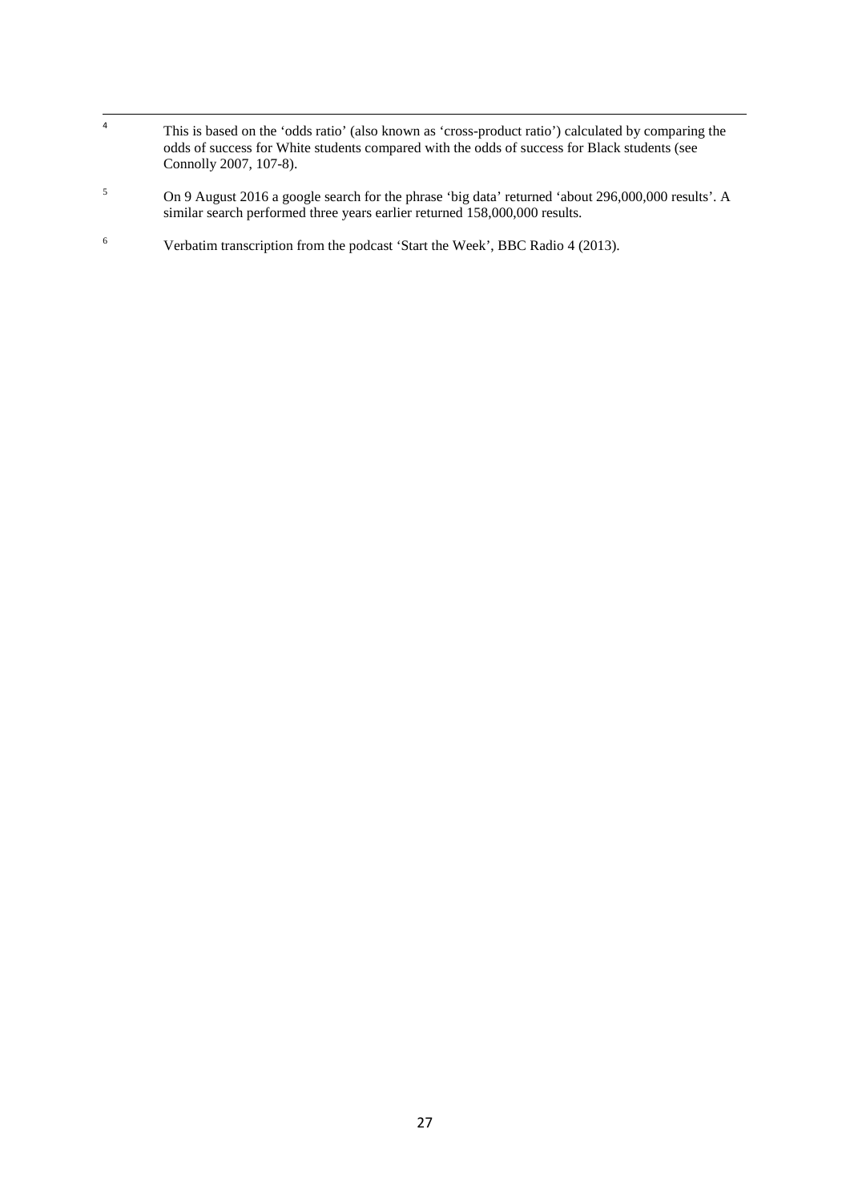[4] This is based on the 'odds ratio' (also known as 'cross-product ratio') calculated by comparing the odds of success for White students compared with the odds of success for Black students (see Connolly 2007, 107-8).

[5] On 9 August 2016 a google search for the phrase 'big data' returned 'about 296,000,000 results'. A similar search performed three years earlier returned 158,000,000 results.

[6] Verbatim transcription from the podcast 'Start the Week', BBC Radio 4 (2013).